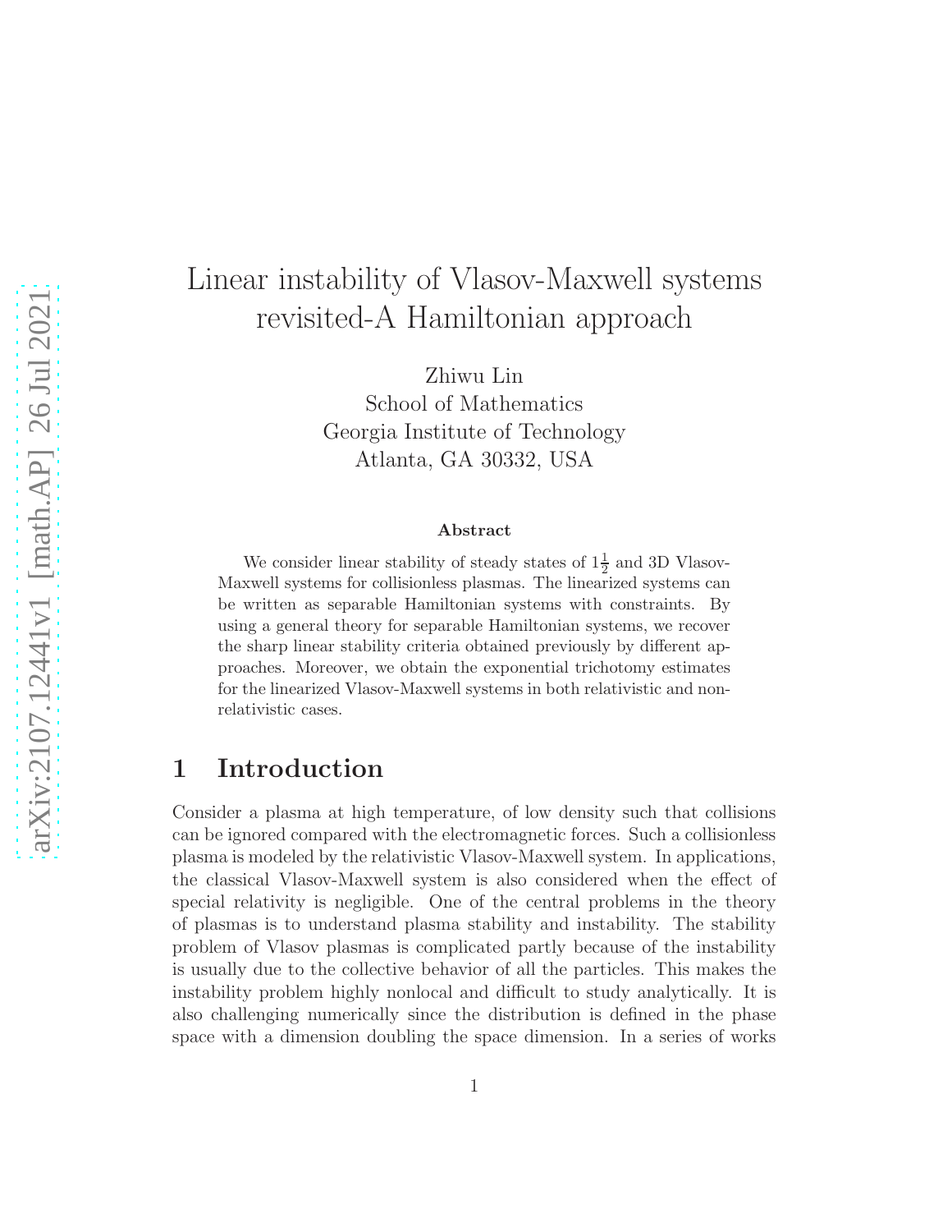# Linear instability of Vlasov-Maxwell systems revisited-A Hamiltonian approach

Zhiwu Lin
School of Mathematics
Georgia Institute of Technology
Atlanta, GA 30332, USA

**Abstract**

We consider linear stability of steady states of $1\frac{1}{2}$ and 3D Vlasov-Maxwell systems for collisionless plasmas. The linearized systems can be written as separable Hamiltonian systems with constraints. By using a general theory for separable Hamiltonian systems, we recover the sharp linear stability criteria obtained previously by different approaches. Moreover, we obtain the exponential trichotomy estimates for the linearized Vlasov-Maxwell systems in both relativistic and non-relativistic cases.

## 1 Introduction

Consider a plasma at high temperature, of low density such that collisions can be ignored compared with the electromagnetic forces. Such a collisionless plasma is modeled by the relativistic Vlasov-Maxwell system. In applications, the classical Vlasov-Maxwell system is also considered when the effect of special relativity is negligible. One of the central problems in the theory of plasmas is to understand plasma stability and instability. The stability problem of Vlasov plasmas is complicated partly because of the instability is usually due to the collective behavior of all the particles. This makes the instability problem highly nonlocal and difficult to study analytically. It is also challenging numerically since the distribution is defined in the phase space with a dimension doubling the space dimension. In a series of works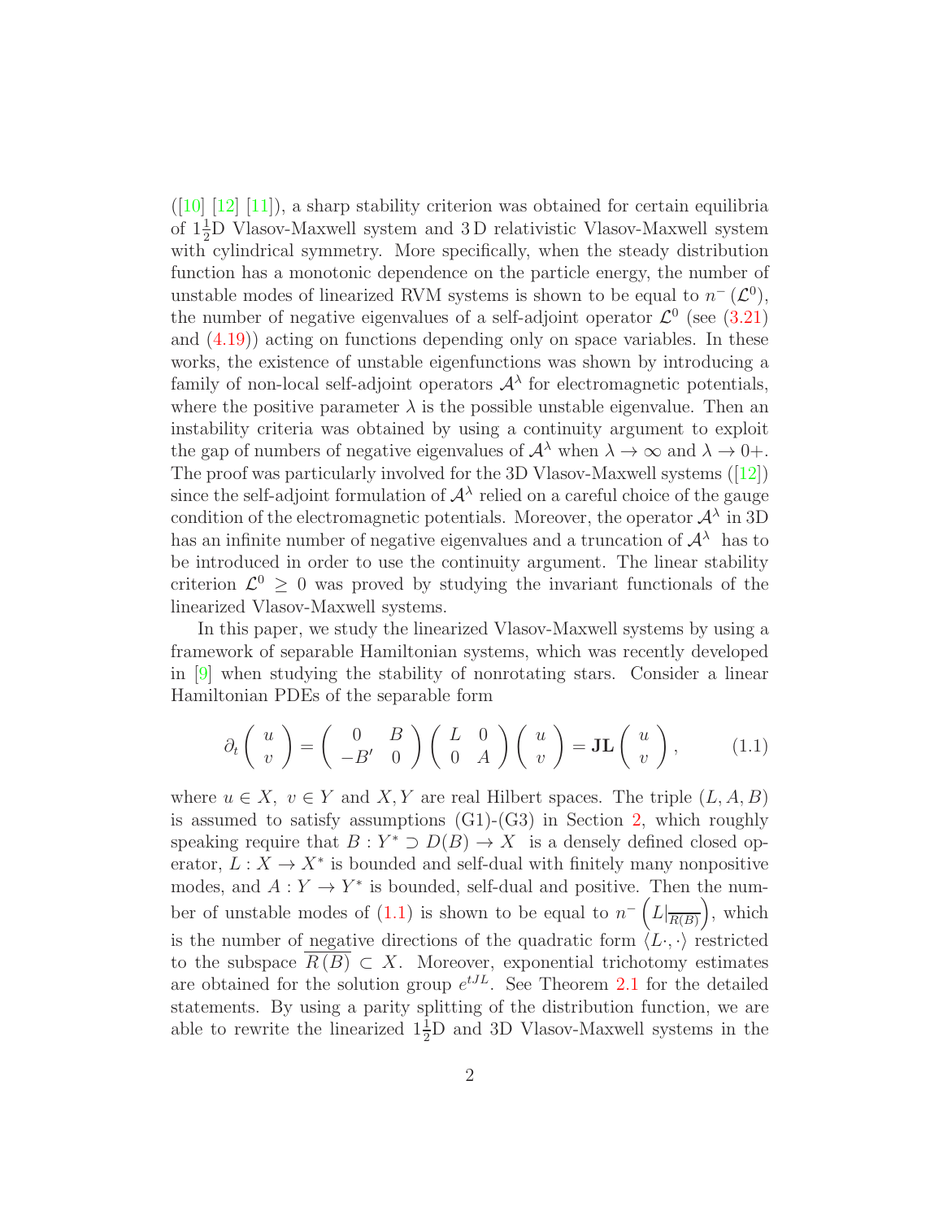([10] [12] [11]), a sharp stability criterion was obtained for certain equilibria of $1\frac{1}{2}$D Vlasov-Maxwell system and 3 D relativistic Vlasov-Maxwell system with cylindrical symmetry. More specifically, when the steady distribution function has a monotonic dependence on the particle energy, the number of unstable modes of linearized RVM systems is shown to be equal to $n^{-}(\mathcal{L}^0)$, the number of negative eigenvalues of a self-adjoint operator $\mathcal{L}^0$ (see (3.21) and (4.19)) acting on functions depending only on space variables. In these works, the existence of unstable eigenfunctions was shown by introducing a family of non-local self-adjoint operators $\mathcal{A}^{\lambda}$ for electromagnetic potentials, where the positive parameter $\lambda$ is the possible unstable eigenvalue. Then an instability criteria was obtained by using a continuity argument to exploit the gap of numbers of negative eigenvalues of $\mathcal{A}^{\lambda}$ when $\lambda \to \infty$ and $\lambda \to 0+$. The proof was particularly involved for the 3D Vlasov-Maxwell systems ([12]) since the self-adjoint formulation of $\mathcal{A}^{\lambda}$ relied on a careful choice of the gauge condition of the electromagnetic potentials. Moreover, the operator $\mathcal{A}^{\lambda}$ in 3D has an infinite number of negative eigenvalues and a truncation of $\mathcal{A}^{\lambda}$ has to be introduced in order to use the continuity argument. The linear stability criterion $\mathcal{L}^0 \geq 0$ was proved by studying the invariant functionals of the linearized Vlasov-Maxwell systems.

In this paper, we study the linearized Vlasov-Maxwell systems by using a framework of separable Hamiltonian systems, which was recently developed in [9] when studying the stability of nonrotating stars. Consider a linear Hamiltonian PDEs of the separable form

$$\partial_t \begin{pmatrix} u \\ v \end{pmatrix} = \begin{pmatrix} 0 & B \\ -B' & 0 \end{pmatrix} \begin{pmatrix} L & 0 \\ 0 & A \end{pmatrix} \begin{pmatrix} u \\ v \end{pmatrix} = \mathbf{JL} \begin{pmatrix} u \\ v \end{pmatrix}, \tag{1.1}$$

where $u \in X,\ v \in Y$ and $X, Y$ are real Hilbert spaces. The triple $(L, A, B)$ is assumed to satisfy assumptions (G1)-(G3) in Section 2, which roughly speaking require that $B : Y^* \supset D(B) \to X$ is a densely defined closed operator, $L : X \to X^*$ is bounded and self-dual with finitely many nonpositive modes, and $A : Y \to Y^*$ is bounded, self-dual and positive. Then the number of unstable modes of (1.1) is shown to be equal to $n^{-}\left(L|_{\overline{R(B)}}\right)$, which is the number of negative directions of the quadratic form $\langle L\cdot, \cdot\rangle$ restricted to the subspace $\overline{R(B)} \subset X$. Moreover, exponential trichotomy estimates are obtained for the solution group $e^{tJL}$. See Theorem 2.1 for the detailed statements. By using a parity splitting of the distribution function, we are able to rewrite the linearized $1\frac{1}{2}$D and 3D Vlasov-Maxwell systems in the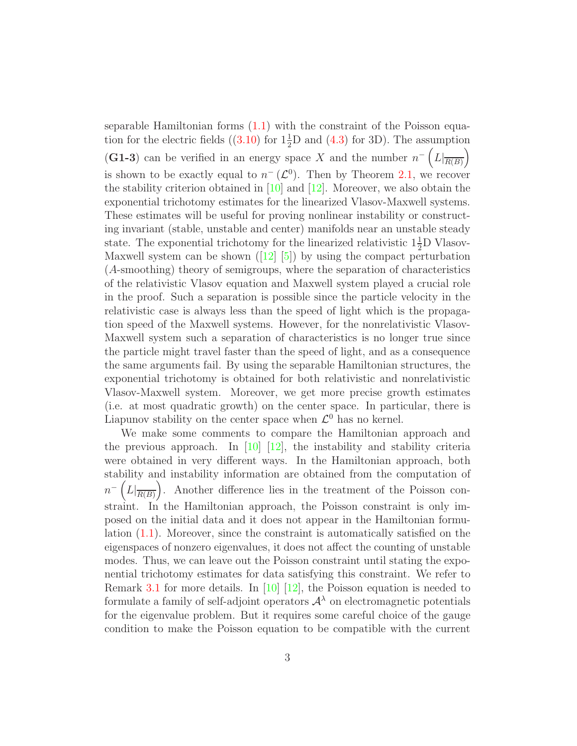separable Hamiltonian forms (1.1) with the constraint of the Poisson equation for the electric fields ((3.10) for $1\frac{1}{2}$D and (4.3) for 3D). The assumption (**G1-3**) can be verified in an energy space $X$ and the number $n^-\left(L|_{\overline{R(B)}}\right)$ is shown to be exactly equal to $n^-(\mathcal{L}^0)$. Then by Theorem 2.1, we recover the stability criterion obtained in [10] and [12]. Moreover, we also obtain the exponential trichotomy estimates for the linearized Vlasov-Maxwell systems. These estimates will be useful for proving nonlinear instability or constructing invariant (stable, unstable and center) manifolds near an unstable steady state. The exponential trichotomy for the linearized relativistic $1\frac{1}{2}$D Vlasov-Maxwell system can be shown ([12] [5]) by using the compact perturbation ($A$-smoothing) theory of semigroups, where the separation of characteristics of the relativistic Vlasov equation and Maxwell system played a crucial role in the proof. Such a separation is possible since the particle velocity in the relativistic case is always less than the speed of light which is the propagation speed of the Maxwell systems. However, for the nonrelativistic Vlasov-Maxwell system such a separation of characteristics is no longer true since the particle might travel faster than the speed of light, and as a consequence the same arguments fail. By using the separable Hamiltonian structures, the exponential trichotomy is obtained for both relativistic and nonrelativistic Vlasov-Maxwell system. Moreover, we get more precise growth estimates (i.e. at most quadratic growth) on the center space. In particular, there is Liapunov stability on the center space when $\mathcal{L}^0$ has no kernel.

We make some comments to compare the Hamiltonian approach and the previous approach. In [10] [12], the instability and stability criteria were obtained in very different ways. In the Hamiltonian approach, both stability and instability information are obtained from the computation of $n^-\left(L|_{\overline{R(B)}}\right)$. Another difference lies in the treatment of the Poisson constraint. In the Hamiltonian approach, the Poisson constraint is only imposed on the initial data and it does not appear in the Hamiltonian formulation (1.1). Moreover, since the constraint is automatically satisfied on the eigenspaces of nonzero eigenvalues, it does not affect the counting of unstable modes. Thus, we can leave out the Poisson constraint until stating the exponential trichotomy estimates for data satisfying this constraint. We refer to Remark 3.1 for more details. In [10] [12], the Poisson equation is needed to formulate a family of self-adjoint operators $\mathcal{A}^\lambda$ on electromagnetic potentials for the eigenvalue problem. But it requires some careful choice of the gauge condition to make the Poisson equation to be compatible with the current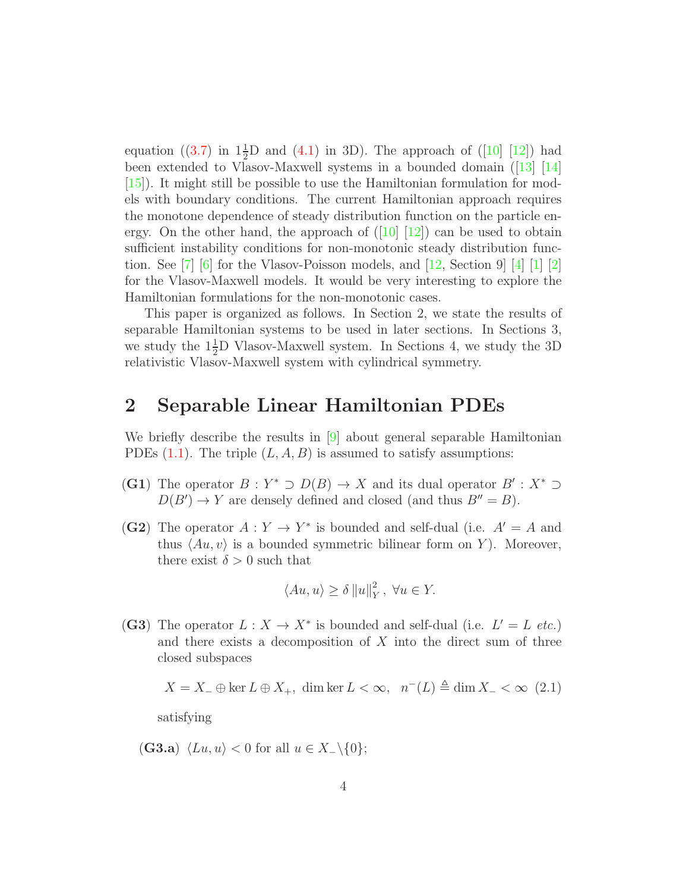equation ((3.7) in $1\frac{1}{2}$D and (4.1) in 3D). The approach of ([10] [12]) had been extended to Vlasov-Maxwell systems in a bounded domain ([13] [14] [15]). It might still be possible to use the Hamiltonian formulation for models with boundary conditions. The current Hamiltonian approach requires the monotone dependence of steady distribution function on the particle energy. On the other hand, the approach of ([10] [12]) can be used to obtain sufficient instability conditions for non-monotonic steady distribution function. See [7] [6] for the Vlasov-Poisson models, and [12, Section 9] [4] [1] [2] for the Vlasov-Maxwell models. It would be very interesting to explore the Hamiltonian formulations for the non-monotonic cases.

This paper is organized as follows. In Section 2, we state the results of separable Hamiltonian systems to be used in later sections. In Sections 3, we study the $1\frac{1}{2}$D Vlasov-Maxwell system. In Sections 4, we study the 3D relativistic Vlasov-Maxwell system with cylindrical symmetry.

# 2 Separable Linear Hamiltonian PDEs

We briefly describe the results in [9] about general separable Hamiltonian PDEs (1.1). The triple $(L, A, B)$ is assumed to satisfy assumptions:

**(G1)** The operator $B : Y^* \supset D(B) \to X$ and its dual operator $B' : X^* \supset D(B') \to Y$ are densely defined and closed (and thus $B'' = B$).

**(G2)** The operator $A : Y \to Y^*$ is bounded and self-dual (i.e. $A' = A$ and thus $\langle Au, v\rangle$ is a bounded symmetric bilinear form on $Y$). Moreover, there exist $\delta > 0$ such that

$$\langle Au, u\rangle \geq \delta \|u\|_Y^2, \ \forall u \in Y.$$

**(G3)** The operator $L : X \to X^*$ is bounded and self-dual (i.e. $L' = L$ *etc.*) and there exists a decomposition of $X$ into the direct sum of three closed subspaces

$$X = X_- \oplus \ker L \oplus X_+, \ \dim \ker L < \infty, \ \ n^-(L) \triangleq \dim X_- < \infty \quad (2.1)$$

satisfying

**(G3.a)** $\langle Lu, u\rangle < 0$ for all $u \in X_- \backslash \{0\}$;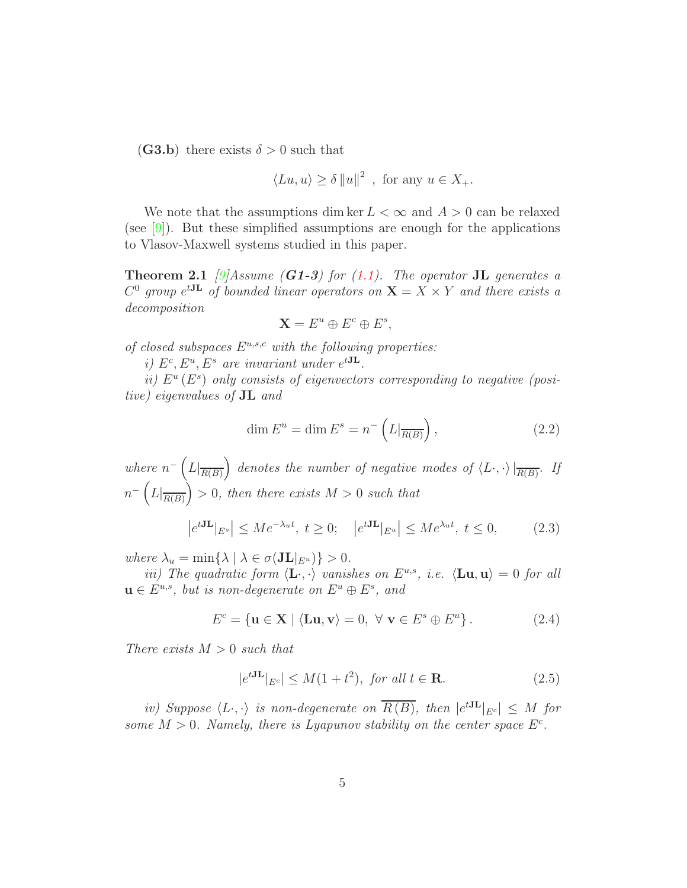(**G3.b**) there exists $\delta > 0$ such that

$$\langle Lu, u \rangle \geq \delta \|u\|^2 \ , \text{ for any } u \in X_+.$$

We note that the assumptions $\dim \ker L < \infty$ and $A > 0$ can be relaxed (see [9]). But these simplified assumptions are enough for the applications to Vlasov-Maxwell systems studied in this paper.

**Theorem 2.1** *[9] Assume (**G1-3**) for (1.1). The operator $\mathbf{JL}$ generates a $C^0$ group $e^{t\mathbf{JL}}$ of bounded linear operators on $\mathbf{X} = X \times Y$ and there exists a decomposition*

$$\mathbf{X} = E^u \oplus E^c \oplus E^s,$$

*of closed subspaces $E^{u,s,c}$ with the following properties:*

*i) $E^c, E^u, E^s$ are invariant under $e^{t\mathbf{JL}}$.*

*ii) $E^u$ ($E^s$) only consists of eigenvectors corresponding to negative (positive) eigenvalues of $\mathbf{JL}$ and*

$$\dim E^u = \dim E^s = n^- \left( L|_{\overline{R(B)}} \right), \tag{2.2}$$

*where $n^- \left( L|_{\overline{R(B)}} \right)$ denotes the number of negative modes of $\langle L\cdot, \cdot \rangle |_{\overline{R(B)}}$. If $n^- \left( L|_{\overline{R(B)}} \right) > 0$, then there exists $M > 0$ such that*

$$\left| e^{t\mathbf{JL}}|_{E^s} \right| \leq M e^{-\lambda_u t}, \ t \geq 0; \quad \left| e^{t\mathbf{JL}}|_{E^u} \right| \leq M e^{\lambda_u t}, \ t \leq 0, \tag{2.3}$$

*where $\lambda_u = \min\{\lambda \mid \lambda \in \sigma(\mathbf{JL}|_{E^u})\} > 0$.*

*iii) The quadratic form $\langle \mathbf{L}\cdot, \cdot \rangle$ vanishes on $E^{u,s}$, i.e. $\langle \mathbf{Lu}, \mathbf{u} \rangle = 0$ for all $\mathbf{u} \in E^{u,s}$, but is non-degenerate on $E^u \oplus E^s$, and*

$$E^c = \left\{ \mathbf{u} \in \mathbf{X} \mid \langle \mathbf{Lu}, \mathbf{v} \rangle = 0, \ \forall \ \mathbf{v} \in E^s \oplus E^u \right\}. \tag{2.4}$$

*There exists $M > 0$ such that*

$$|e^{t\mathbf{JL}}|_{E^c}| \leq M(1 + t^2), \ \text{for all } t \in \mathbf{R}. \tag{2.5}$$

*iv) Suppose $\langle L\cdot, \cdot \rangle$ is non-degenerate on $\overline{R(B)}$, then $|e^{t\mathbf{JL}}|_{E^c}| \leq M$ for some $M > 0$. Namely, there is Lyapunov stability on the center space $E^c$.*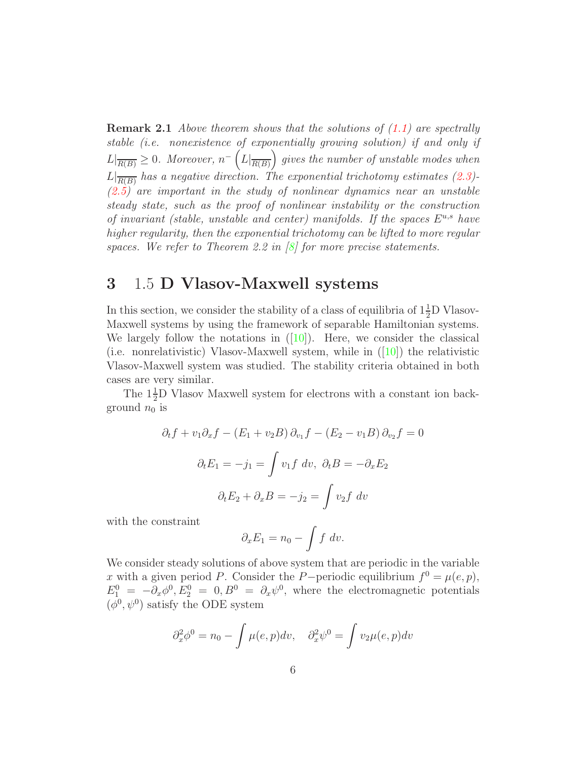**Remark 2.1** *Above theorem shows that the solutions of (1.1) are spectrally stable (i.e. nonexistence of exponentially growing solution) if and only if $L|_{\overline{R(B)}} \geq 0$. Moreover, $n^-\left(L|_{\overline{R(B)}}\right)$ gives the number of unstable modes when $L|_{\overline{R(B)}}$ has a negative direction. The exponential trichotomy estimates (2.3)-(2.5) are important in the study of nonlinear dynamics near an unstable steady state, such as the proof of nonlinear instability or the construction of invariant (stable, unstable and center) manifolds. If the spaces $E^{u,s}$ have higher regularity, then the exponential trichotomy can be lifted to more regular spaces. We refer to Theorem 2.2 in [8] for more precise statements.*

# 3 1.5 D Vlasov-Maxwell systems

In this section, we consider the stability of a class of equilibria of $1\frac{1}{2}$D Vlasov-Maxwell systems by using the framework of separable Hamiltonian systems. We largely follow the notations in ([10]). Here, we consider the classical (i.e. nonrelativistic) Vlasov-Maxwell system, while in ([10]) the relativistic Vlasov-Maxwell system was studied. The stability criteria obtained in both cases are very similar.

The $1\frac{1}{2}$D Vlasov Maxwell system for electrons with a constant ion background $n_0$ is

$$\partial_t f + v_1 \partial_x f - (E_1 + v_2 B)\, \partial_{v_1} f - (E_2 - v_1 B)\, \partial_{v_2} f = 0$$

$$\partial_t E_1 = -j_1 = \int v_1 f \; dv, \; \partial_t B = -\partial_x E_2$$

$$\partial_t E_2 + \partial_x B = -j_2 = \int v_2 f \; dv$$

with the constraint

$$\partial_x E_1 = n_0 - \int f \; dv.$$

We consider steady solutions of above system that are periodic in the variable $x$ with a given period $P$. Consider the $P-$periodic equilibrium $f^0 = \mu(e,p)$, $E_1^0 = -\partial_x \phi^0, E_2^0 = 0, B^0 = \partial_x \psi^0$, where the electromagnetic potentials $(\phi^0, \psi^0)$ satisfy the ODE system

$$\partial_x^2 \phi^0 = n_0 - \int \mu(e,p) dv, \quad \partial_x^2 \psi^0 = \int v_2 \mu(e,p) dv$$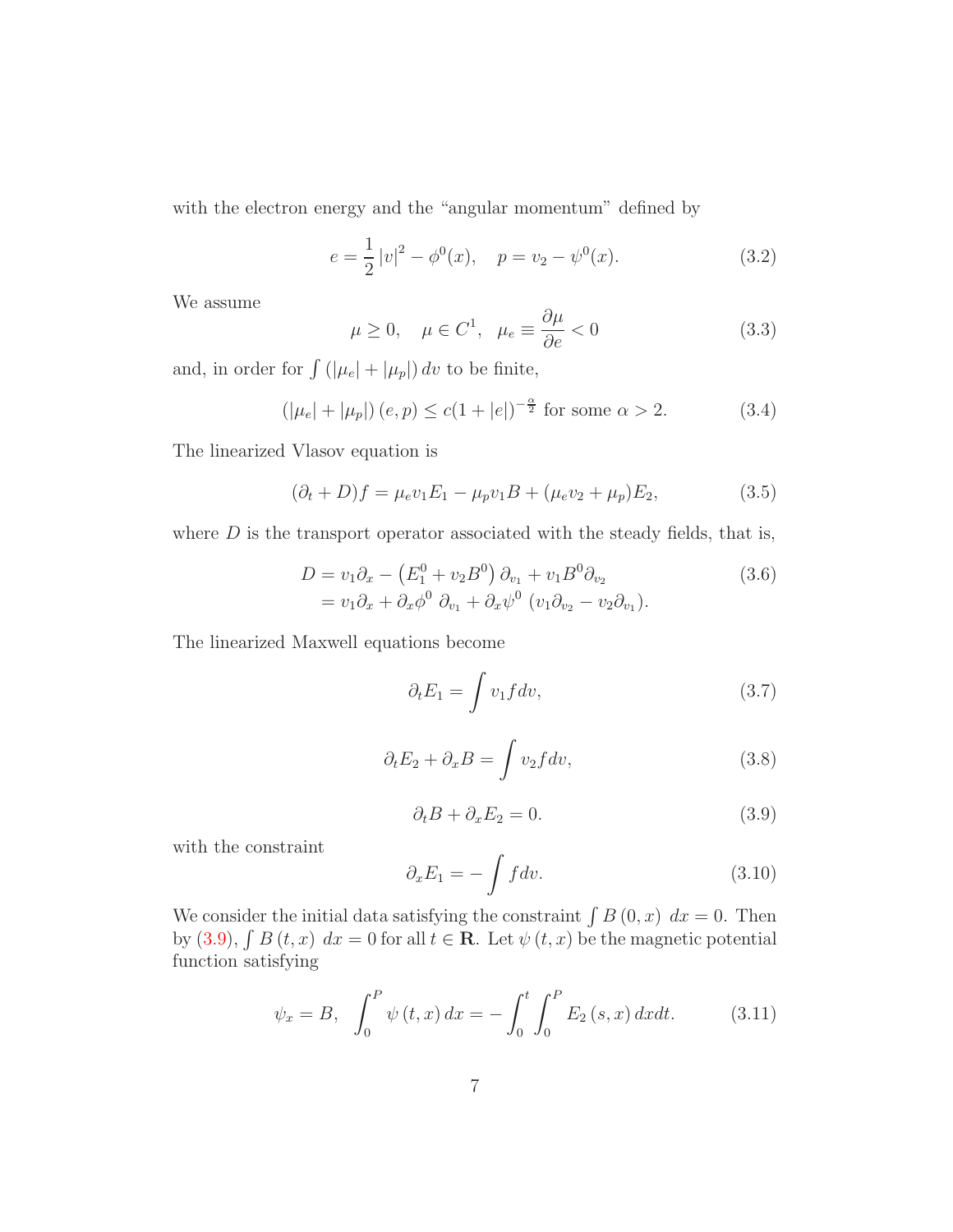with the electron energy and the "angular momentum" defined by

$$e = \frac{1}{2}|v|^2 - \phi^0(x), \quad p = v_2 - \psi^0(x). \tag{3.2}$$

We assume

$$\mu \geq 0, \quad \mu \in C^1, \quad \mu_e \equiv \frac{\partial \mu}{\partial e} < 0 \tag{3.3}$$

and, in order for $\int (|\mu_e| + |\mu_p|)\, dv$ to be finite,

$$(|\mu_e| + |\mu_p|)(e,p) \leq c(1+|e|)^{-\frac{\alpha}{2}} \text{ for some } \alpha > 2. \tag{3.4}$$

The linearized Vlasov equation is

$$(\partial_t + D)f = \mu_e v_1 E_1 - \mu_p v_1 B + (\mu_e v_2 + \mu_p)E_2, \tag{3.5}$$

where $D$ is the transport operator associated with the steady fields, that is,

$$\begin{aligned} D &= v_1\partial_x - \left(E_1^0 + v_2 B^0\right)\partial_{v_1} + v_1 B^0 \partial_{v_2} \\ &= v_1\partial_x + \partial_x\phi^0\ \partial_{v_1} + \partial_x\psi^0\ (v_1\partial_{v_2} - v_2\partial_{v_1}). \end{aligned} \tag{3.6}$$

The linearized Maxwell equations become

$$\partial_t E_1 = \int v_1 f dv, \tag{3.7}$$

$$\partial_t E_2 + \partial_x B = \int v_2 f dv, \tag{3.8}$$

$$\partial_t B + \partial_x E_2 = 0. \tag{3.9}$$

with the constraint

$$\partial_x E_1 = -\int f dv. \tag{3.10}$$

We consider the initial data satisfying the constraint $\int B(0,x)\ dx = 0$. Then by (3.9), $\int B(t,x)\ dx = 0$ for all $t \in \mathbf{R}$. Let $\psi(t,x)$ be the magnetic potential function satisfying

$$\psi_x = B, \quad \int_0^P \psi(t,x)\, dx = -\int_0^t \int_0^P E_2(s,x)\, dx dt. \tag{3.11}$$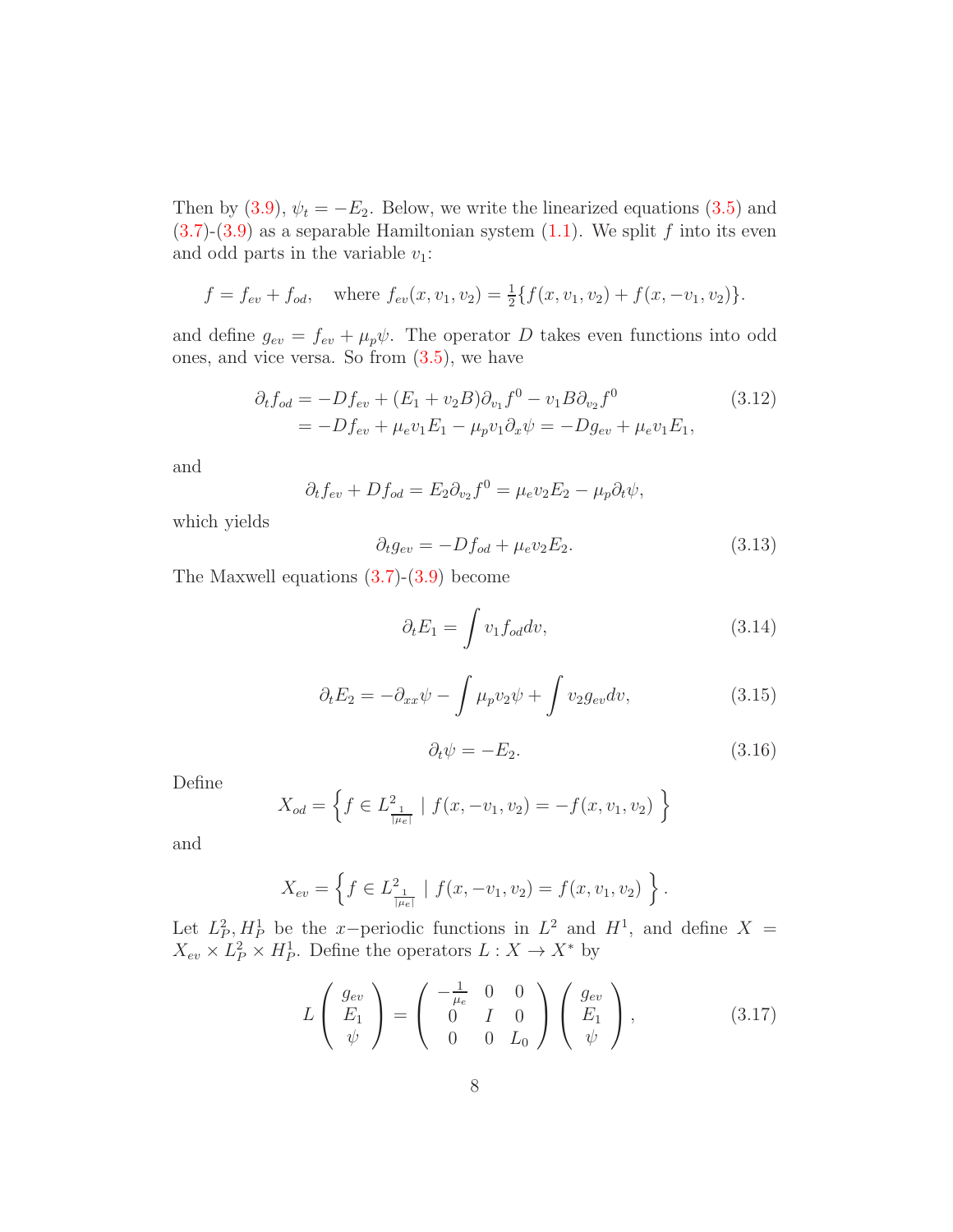Then by (3.9), $\psi_t = -E_2$. Below, we write the linearized equations (3.5) and (3.7)-(3.9) as a separable Hamiltonian system (1.1). We split $f$ into its even and odd parts in the variable $v_1$:

$$f = f_{ev} + f_{od}, \quad \text{where } f_{ev}(x, v_1, v_2) = \tfrac{1}{2}\{f(x, v_1, v_2) + f(x, -v_1, v_2)\}.$$

and define $g_{ev} = f_{ev} + \mu_p \psi$. The operator $D$ takes even functions into odd ones, and vice versa. So from (3.5), we have

$$\begin{aligned} \partial_t f_{od} &= -Df_{ev} + (E_1 + v_2 B)\partial_{v_1} f^0 - v_1 B \partial_{v_2} f^0 \\ &= -Df_{ev} + \mu_e v_1 E_1 - \mu_p v_1 \partial_x \psi = -Dg_{ev} + \mu_e v_1 E_1, \end{aligned} \tag{3.12}$$

and

$$\partial_t f_{ev} + Df_{od} = E_2 \partial_{v_2} f^0 = \mu_e v_2 E_2 - \mu_p \partial_t \psi,$$

which yields

$$\partial_t g_{ev} = -Df_{od} + \mu_e v_2 E_2. \tag{3.13}$$

The Maxwell equations (3.7)-(3.9) become

$$\partial_t E_1 = \int v_1 f_{od} dv, \tag{3.14}$$

$$\partial_t E_2 = -\partial_{xx}\psi - \int \mu_p v_2 \psi + \int v_2 g_{ev} dv, \tag{3.15}$$

$$\partial_t \psi = -E_2. \tag{3.16}$$

Define

$$X_{od} = \left\{ f \in L^2_{\frac{1}{|\mu_e|}} \mid f(x, -v_1, v_2) = -f(x, v_1, v_2) \right\}$$

and

$$X_{ev} = \left\{ f \in L^2_{\frac{1}{|\mu_e|}} \mid f(x, -v_1, v_2) = f(x, v_1, v_2) \right\}.$$

Let $L^2_P, H^1_P$ be the $x-$periodic functions in $L^2$ and $H^1$, and define $X = X_{ev} \times L^2_P \times H^1_P$. Define the operators $L : X \to X^*$ by

$$L \begin{pmatrix} g_{ev} \\ E_1 \\ \psi \end{pmatrix} = \begin{pmatrix} -\frac{1}{\mu_e} & 0 & 0 \\ 0 & I & 0 \\ 0 & 0 & L_0 \end{pmatrix} \begin{pmatrix} g_{ev} \\ E_1 \\ \psi \end{pmatrix}, \tag{3.17}$$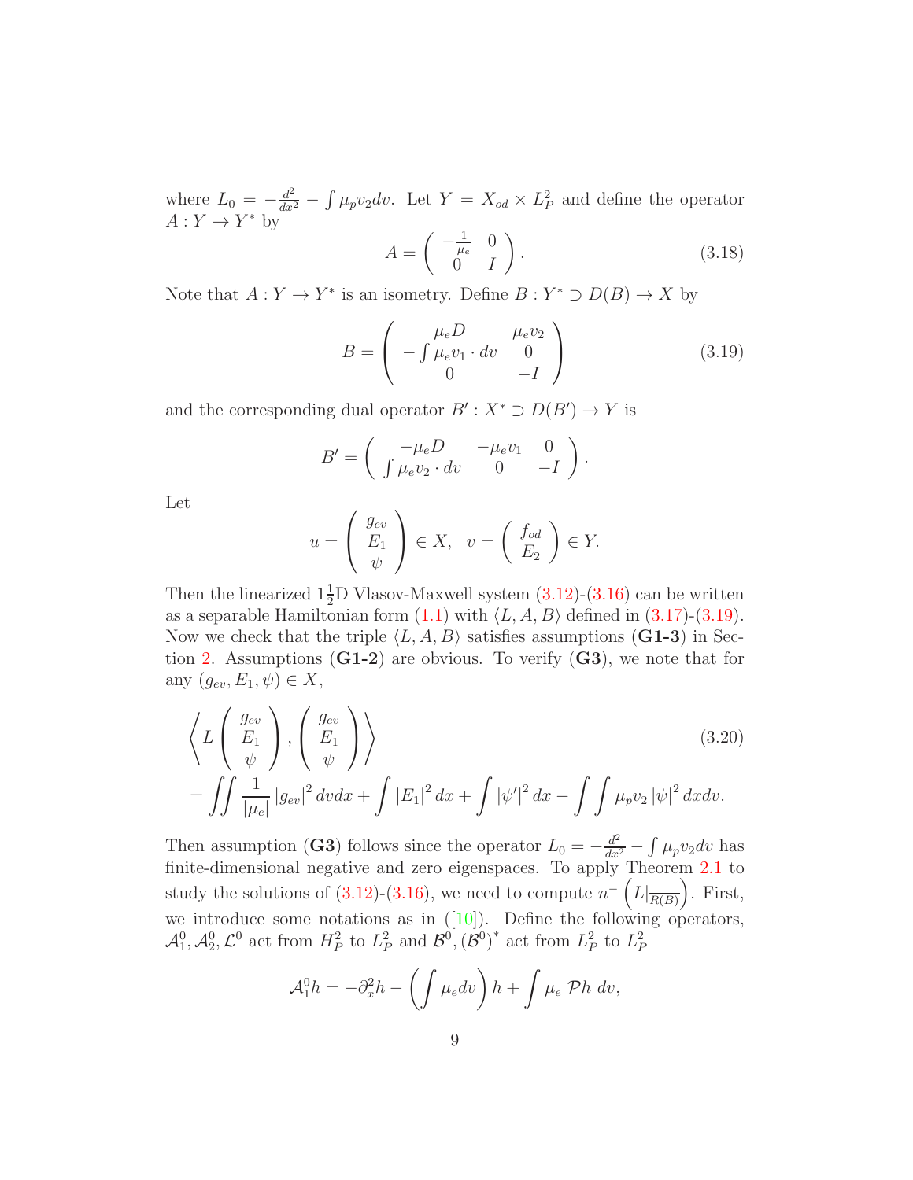where $L_0 = -\frac{d^2}{dx^2} - \int \mu_p v_2 dv$. Let $Y = X_{od} \times L_P^2$ and define the operator $A : Y \to Y^*$ by

$$A = \begin{pmatrix} -\frac{1}{\mu_e} & 0 \\ 0 & I \end{pmatrix}. \tag{3.18}$$

Note that $A : Y \to Y^*$ is an isometry. Define $B : Y^* \supset D(B) \to X$ by

$$B = \begin{pmatrix} \mu_e D & \mu_e v_2 \\ -\int \mu_e v_1 \cdot dv & 0 \\ 0 & -I \end{pmatrix} \tag{3.19}$$

and the corresponding dual operator $B' : X^* \supset D(B') \to Y$ is

$$B' = \begin{pmatrix} -\mu_e D & -\mu_e v_1 & 0 \\ \int \mu_e v_2 \cdot dv & 0 & -I \end{pmatrix}.$$

Let

$$u = \begin{pmatrix} g_{ev} \\ E_1 \\ \psi \end{pmatrix} \in X, \quad v = \begin{pmatrix} f_{od} \\ E_2 \end{pmatrix} \in Y.$$

Then the linearized $1\frac{1}{2}$D Vlasov-Maxwell system (3.12)-(3.16) can be written as a separable Hamiltonian form (1.1) with $\langle L, A, B \rangle$ defined in (3.17)-(3.19). Now we check that the triple $\langle L, A, B \rangle$ satisfies assumptions (**G1-3**) in Section 2. Assumptions (**G1-2**) are obvious. To verify (**G3**), we note that for any $(g_{ev}, E_1, \psi) \in X$,

$$\begin{aligned} &\left\langle L \begin{pmatrix} g_{ev} \\ E_1 \\ \psi \end{pmatrix}, \begin{pmatrix} g_{ev} \\ E_1 \\ \psi \end{pmatrix} \right\rangle \\ &= \iint \frac{1}{|\mu_e|} |g_{ev}|^2 \, dv dx + \int |E_1|^2 \, dx + \int |\psi'|^2 \, dx - \int \int \mu_p v_2 |\psi|^2 \, dx dv. \end{aligned} \tag{3.20}$$

Then assumption (**G3**) follows since the operator $L_0 = -\frac{d^2}{dx^2} - \int \mu_p v_2 dv$ has finite-dimensional negative and zero eigenspaces. To apply Theorem 2.1 to study the solutions of (3.12)-(3.16), we need to compute $n^- \left( L|_{\overline{R(B)}} \right)$. First, we introduce some notations as in ([10]). Define the following operators, $\mathcal{A}_1^0, \mathcal{A}_2^0, \mathcal{L}^0$ act from $H_P^2$ to $L_P^2$ and $\mathcal{B}^0, (\mathcal{B}^0)^*$ act from $L_P^2$ to $L_P^2$

$$\mathcal{A}_1^0 h = -\partial_x^2 h - \left( \int \mu_e dv \right) h + \int \mu_e \, \mathcal{P} h \, dv,$$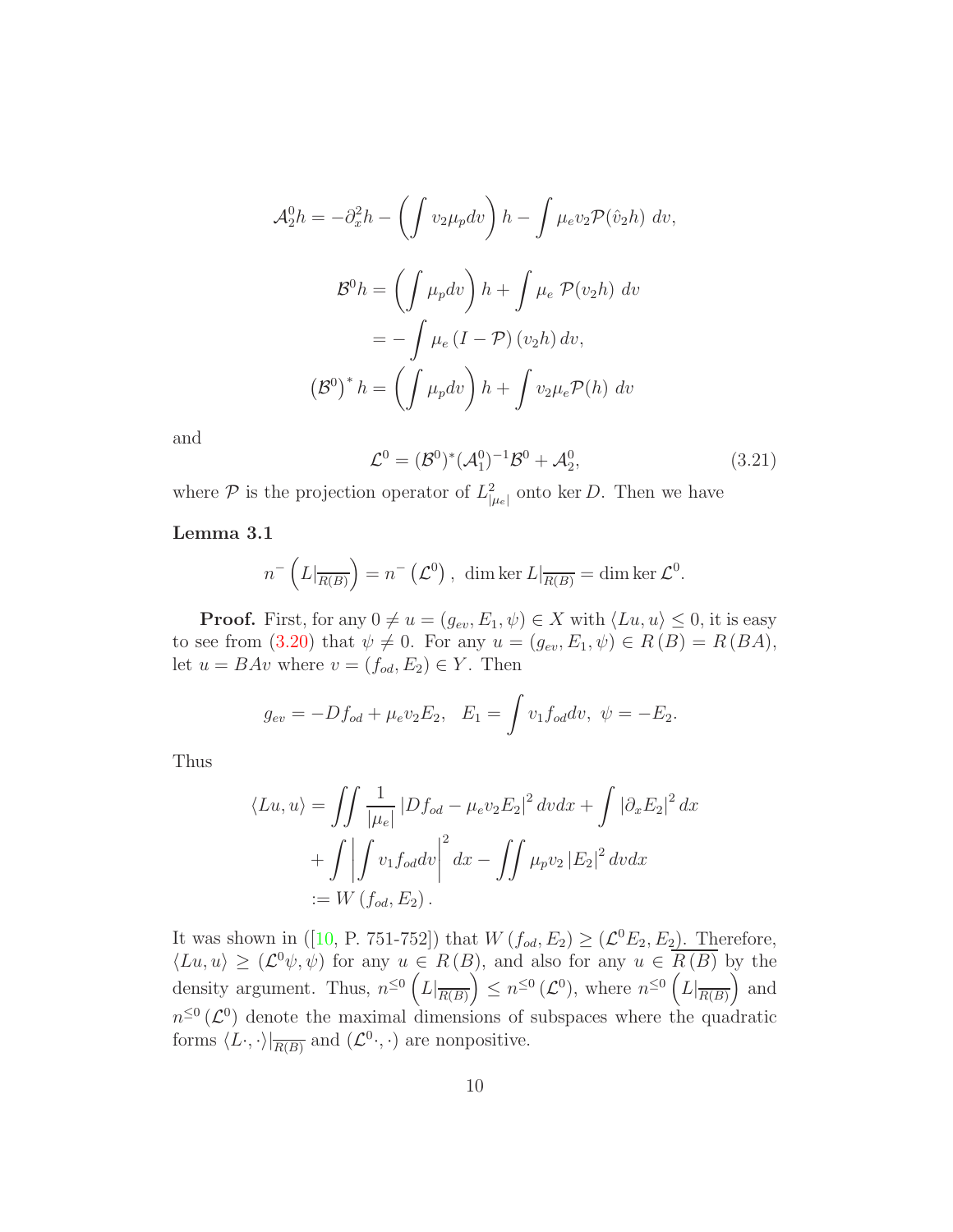$$\mathcal{A}_2^0 h = -\partial_x^2 h - \left(\int v_2 \mu_p dv\right) h - \int \mu_e v_2 \mathcal{P}(\hat{v}_2 h)\ dv,$$

$$\begin{aligned}
\mathcal{B}^0 h &= \left(\int \mu_p dv\right) h + \int \mu_e\ \mathcal{P}(v_2 h)\ dv \\
&= -\int \mu_e \left(I - \mathcal{P}\right)(v_2 h)\, dv, \\
\left(\mathcal{B}^0\right)^* h &= \left(\int \mu_p dv\right) h + \int v_2 \mu_e \mathcal{P}(h)\ dv
\end{aligned}$$

and

$$\mathcal{L}^0 = (\mathcal{B}^0)^* (\mathcal{A}_1^0)^{-1} \mathcal{B}^0 + \mathcal{A}_2^0, \tag{3.21}$$

where $\mathcal{P}$ is the projection operator of $L^2_{|\mu_e|}$ onto $\ker D$. Then we have

**Lemma 3.1**

$$n^-\left(L|_{\overline{R(B)}}\right) = n^-\left(\mathcal{L}^0\right),\ \dim\ker L|_{\overline{R(B)}} = \dim\ker \mathcal{L}^0.$$

**Proof.** First, for any $0 \neq u = (g_{ev}, E_1, \psi) \in X$ with $\langle Lu, u\rangle \leq 0$, it is easy to see from (3.20) that $\psi \neq 0$. For any $u = (g_{ev}, E_1, \psi) \in R(B) = R(BA)$, let $u = BAv$ where $v = (f_{od}, E_2) \in Y$. Then

$$g_{ev} = -Df_{od} + \mu_e v_2 E_2,\quad E_1 = \int v_1 f_{od} dv,\ \ \psi = -E_2.$$

Thus

$$\begin{aligned}
\langle Lu, u\rangle &= \iint \frac{1}{|\mu_e|} \left|Df_{od} - \mu_e v_2 E_2\right|^2 dvdx + \int \left|\partial_x E_2\right|^2 dx \\
&\quad + \int \left|\int v_1 f_{od} dv\right|^2 dx - \iint \mu_p v_2 \left|E_2\right|^2 dvdx \\
&:= W\left(f_{od}, E_2\right).
\end{aligned}$$

It was shown in ([10, P. 751-752]) that $W\left(f_{od}, E_2\right) \geq \left(\mathcal{L}^0 E_2, E_2\right)$. Therefore, $\langle Lu, u\rangle \geq \left(\mathcal{L}^0 \psi, \psi\right)$ for any $u \in R(B)$, and also for any $u \in \overline{R(B)}$ by the density argument. Thus, $n^{\leq 0}\left(L|_{\overline{R(B)}}\right) \leq n^{\leq 0}\left(\mathcal{L}^0\right)$, where $n^{\leq 0}\left(L|_{\overline{R(B)}}\right)$ and $n^{\leq 0}\left(\mathcal{L}^0\right)$ denote the maximal dimensions of subspaces where the quadratic forms $\langle L\cdot, \cdot\rangle|_{\overline{R(B)}}$ and $\left(\mathcal{L}^0 \cdot, \cdot\right)$ are nonpositive.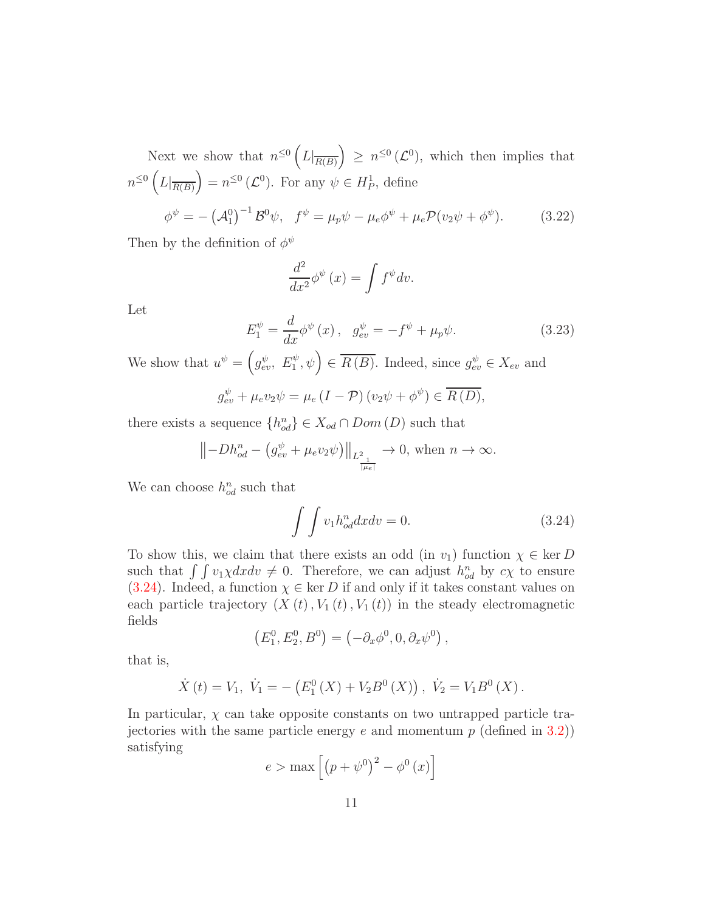Next we show that $n^{\leq 0}\left(L|_{\overline{R(B)}}\right) \geq n^{\leq 0}(\mathcal{L}^0)$, which then implies that $n^{\leq 0}\left(L|_{\overline{R(B)}}\right) = n^{\leq 0}(\mathcal{L}^0)$. For any $\psi \in H_P^1$, define

$$\phi^{\psi} = -\left(\mathcal{A}_1^0\right)^{-1}\mathcal{B}^0\psi, \quad f^{\psi} = \mu_p\psi - \mu_e\phi^{\psi} + \mu_e\mathcal{P}(v_2\psi + \phi^{\psi}). \tag{3.22}$$

Then by the definition of $\phi^{\psi}$

$$\frac{d^2}{dx^2}\phi^{\psi}(x) = \int f^{\psi} dv.$$

Let

$$E_1^{\psi} = \frac{d}{dx}\phi^{\psi}(x), \quad g_{ev}^{\psi} = -f^{\psi} + \mu_p\psi. \tag{3.23}$$

We show that $u^{\psi} = \left(g_{ev}^{\psi},\ E_1^{\psi}, \psi\right) \in \overline{R(B)}$. Indeed, since $g_{ev}^{\psi} \in X_{ev}$ and

$$g_{ev}^{\psi} + \mu_e v_2\psi = \mu_e(I - \mathcal{P})(v_2\psi + \phi^{\psi}) \in \overline{R(D)},$$

there exists a sequence $\{h_{od}^n\} \in X_{od} \cap Dom(D)$ such that

$$\left\|-Dh_{od}^n - \left(g_{ev}^{\psi} + \mu_e v_2\psi\right)\right\|_{L^2_{\frac{1}{|\mu_e|}}} \to 0, \text{ when } n \to \infty.$$

We can choose $h_{od}^n$ such that

$$\int\int v_1 h_{od}^n dxdv = 0. \tag{3.24}$$

To show this, we claim that there exists an odd (in $v_1$) function $\chi \in \ker D$ such that $\int\int v_1\chi dxdv \neq 0$. Therefore, we can adjust $h_{od}^n$ by $c\chi$ to ensure (3.24). Indeed, a function $\chi \in \ker D$ if and only if it takes constant values on each particle trajectory $(X(t), V_1(t), V_1(t))$ in the steady electromagnetic fields

$$\left(E_1^0, E_2^0, B^0\right) = \left(-\partial_x\phi^0, 0, \partial_x\psi^0\right),$$

that is,

$$\dot{X}(t) = V_1,\ \dot{V}_1 = -\left(E_1^0(X) + V_2B^0(X)\right),\ \dot{V}_2 = V_1B^0(X).$$

In particular, $\chi$ can take opposite constants on two untrapped particle trajectories with the same particle energy $e$ and momentum $p$ (defined in 3.2)) satisfying

$$e > \max\left[\left(p + \psi^0\right)^2 - \phi^0(x)\right]$$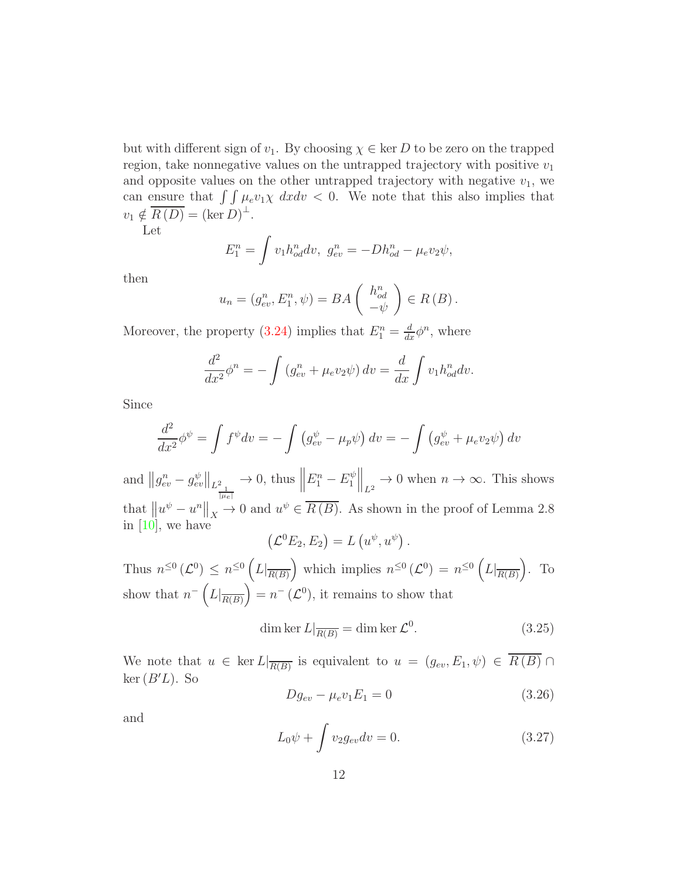but with different sign of $v_1$. By choosing $\chi \in \ker D$ to be zero on the trapped region, take nonnegative values on the untrapped trajectory with positive $v_1$ and opposite values on the other untrapped trajectory with negative $v_1$, we can ensure that $\int\int \mu_e v_1 \chi \; dxdv < 0$. We note that this also implies that $v_1 \notin \overline{R(D)} = (\ker D)^{\perp}$.

Let

$$E_1^n = \int v_1 h_{od}^n dv, \;\; g_{ev}^n = -D h_{od}^n - \mu_e v_2 \psi,$$

then

$$u_n = (g_{ev}^n, E_1^n, \psi) = BA \begin{pmatrix} h_{od}^n \\ -\psi \end{pmatrix} \in R(B).$$

Moreover, the property (3.24) implies that $E_1^n = \frac{d}{dx}\phi^n$, where

$$\frac{d^2}{dx^2}\phi^n = -\int (g_{ev}^n + \mu_e v_2 \psi)\, dv = \frac{d}{dx}\int v_1 h_{od}^n dv.$$

Since

$$\frac{d^2}{dx^2}\phi^\psi = \int f^\psi dv = -\int \left(g_{ev}^\psi - \mu_p \psi\right) dv = -\int \left(g_{ev}^\psi + \mu_e v_2 \psi\right) dv$$

and $\left\|g_{ev}^n - g_{ev}^\psi\right\|_{L^2_{\frac{1}{|\mu_e|}}} \to 0$, thus $\left\|E_1^n - E_1^\psi\right\|_{L^2} \to 0$ when $n \to \infty$. This shows that $\left\|u^\psi - u^n\right\|_X \to 0$ and $u^\psi \in \overline{R(B)}$. As shown in the proof of Lemma 2.8 in [10], we have

$$\left(\mathcal{L}^0 E_2, E_2\right) = L\left(u^\psi, u^\psi\right).$$

Thus $n^{\leq 0}(\mathcal{L}^0) \leq n^{\leq 0}\left(L|_{\overline{R(B)}}\right)$ which implies $n^{\leq 0}(\mathcal{L}^0) = n^{\leq 0}\left(L|_{\overline{R(B)}}\right)$. To show that $n^-\left(L|_{\overline{R(B)}}\right) = n^-(\mathcal{L}^0)$, it remains to show that

$$\dim \ker L|_{\overline{R(B)}} = \dim \ker \mathcal{L}^0. \tag{3.25}$$

We note that $u \in \ker L|_{\overline{R(B)}}$ is equivalent to $u = (g_{ev}, E_1, \psi) \in \overline{R(B)} \cap \ker(B'L)$. So

$$D g_{ev} - \mu_e v_1 E_1 = 0 \tag{3.26}$$

and

$$L_0 \psi + \int v_2 g_{ev} dv = 0. \tag{3.27}$$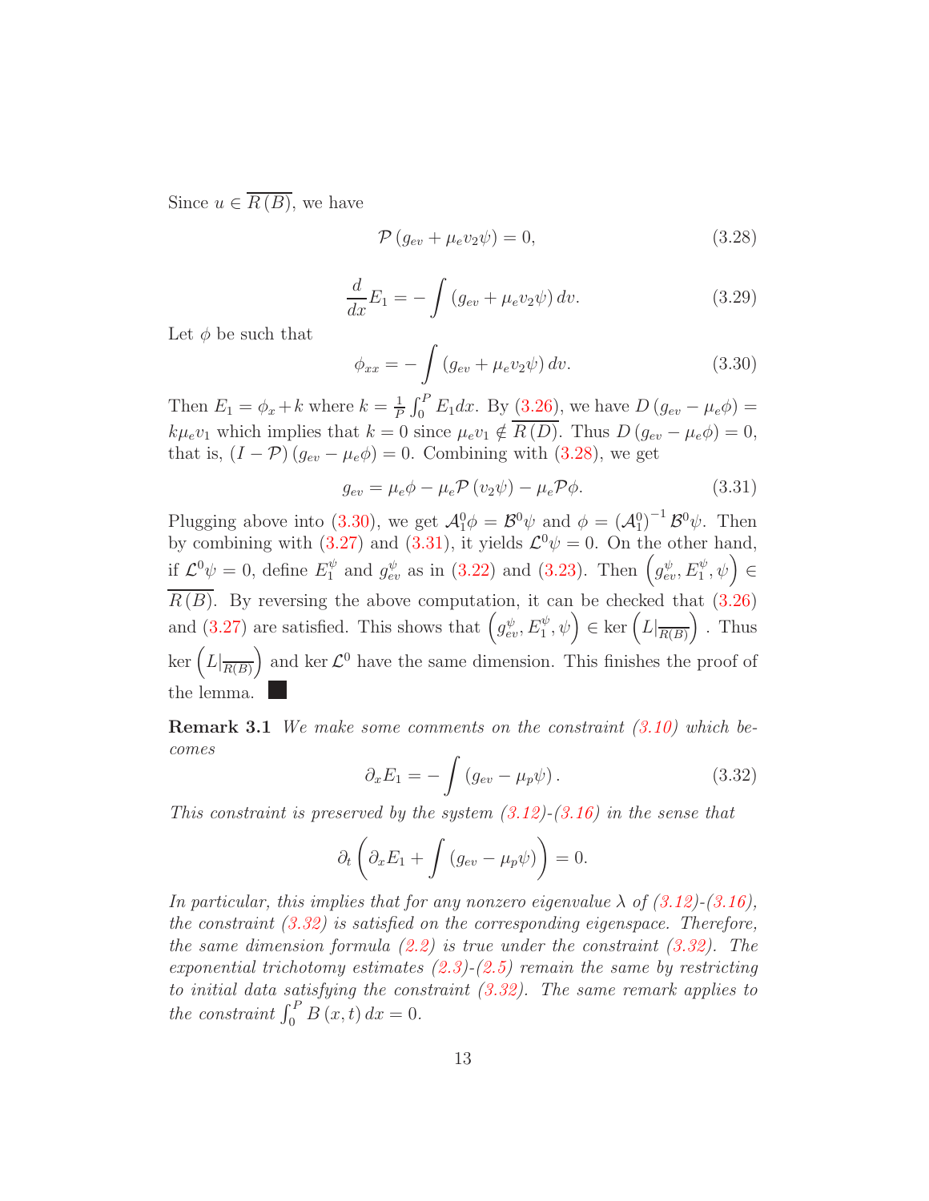Since $u \in \overline{R(B)}$, we have

$$\mathcal{P}\left(g_{ev} + \mu_e v_2 \psi\right) = 0, \tag{3.28}$$

$$\frac{d}{dx} E_1 = -\int \left(g_{ev} + \mu_e v_2 \psi\right) dv. \tag{3.29}$$

Let $\phi$ be such that

$$\phi_{xx} = -\int \left(g_{ev} + \mu_e v_2 \psi\right) dv. \tag{3.30}$$

Then $E_1 = \phi_x + k$ where $k = \frac{1}{P}\int_0^P E_1 dx$. By (3.26), we have $D\left(g_{ev} - \mu_e \phi\right) = k\mu_e v_1$ which implies that $k = 0$ since $\mu_e v_1 \notin \overline{R(D)}$. Thus $D\left(g_{ev} - \mu_e \phi\right) = 0$, that is, $(I - \mathcal{P})\left(g_{ev} - \mu_e \phi\right) = 0$. Combining with (3.28), we get

$$g_{ev} = \mu_e \phi - \mu_e \mathcal{P}\left(v_2 \psi\right) - \mu_e \mathcal{P}\phi. \tag{3.31}$$

Plugging above into (3.30), we get $\mathcal{A}_1^0 \phi = \mathcal{B}^0 \psi$ and $\phi = \left(\mathcal{A}_1^0\right)^{-1} \mathcal{B}^0 \psi$. Then by combining with (3.27) and (3.31), it yields $\mathcal{L}^0 \psi = 0$. On the other hand, if $\mathcal{L}^0 \psi = 0$, define $E_1^\psi$ and $g_{ev}^\psi$ as in (3.22) and (3.23). Then $\left(g_{ev}^\psi, E_1^\psi, \psi\right) \in \overline{R(B)}$. By reversing the above computation, it can be checked that (3.26) and (3.27) are satisfied. This shows that $\left(g_{ev}^\psi, E_1^\psi, \psi\right) \in \ker\left(L|_{\overline{R(B)}}\right)$. Thus $\ker\left(L|_{\overline{R(B)}}\right)$ and $\ker \mathcal{L}^0$ have the same dimension. This finishes the proof of the lemma. ■

**Remark 3.1** *We make some comments on the constraint (3.10) which becomes*

$$\partial_x E_1 = -\int \left(g_{ev} - \mu_p \psi\right). \tag{3.32}$$

*This constraint is preserved by the system (3.12)-(3.16) in the sense that*

$$\partial_t \left(\partial_x E_1 + \int \left(g_{ev} - \mu_p \psi\right)\right) = 0.$$

*In particular, this implies that for any nonzero eigenvalue $\lambda$ of (3.12)-(3.16), the constraint (3.32) is satisfied on the corresponding eigenspace. Therefore, the same dimension formula (2.2) is true under the constraint (3.32). The exponential trichotomy estimates (2.3)-(2.5) remain the same by restricting to initial data satisfying the constraint (3.32). The same remark applies to the constraint $\int_0^P B(x,t)\, dx = 0$.*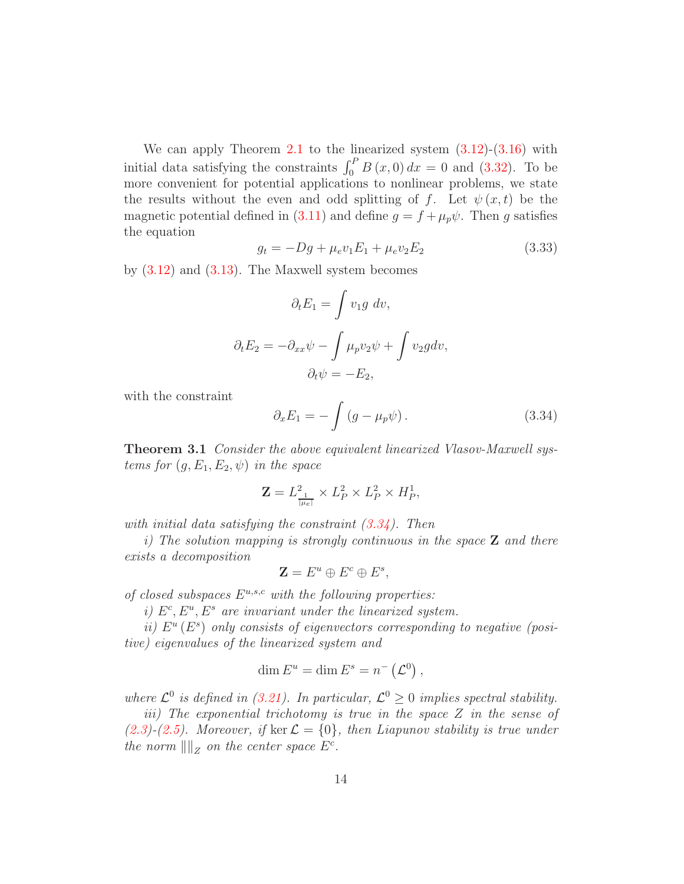We can apply Theorem 2.1 to the linearized system (3.12)-(3.16) with initial data satisfying the constraints $\int_0^P B(x,0)\,dx = 0$ and (3.32). To be more convenient for potential applications to nonlinear problems, we state the results without the even and odd splitting of $f$. Let $\psi(x,t)$ be the magnetic potential defined in (3.11) and define $g = f + \mu_p \psi$. Then $g$ satisfies the equation

$$g_t = -Dg + \mu_e v_1 E_1 + \mu_e v_2 E_2 \tag{3.33}$$

by (3.12) and (3.13). The Maxwell system becomes

$$\partial_t E_1 = \int v_1 g \; dv,$$

$$\partial_t E_2 = -\partial_{xx}\psi - \int \mu_p v_2 \psi + \int v_2 g dv,$$

$$\partial_t \psi = -E_2,$$

with the constraint

$$\partial_x E_1 = -\int \left(g - \mu_p \psi\right). \tag{3.34}$$

**Theorem 3.1** *Consider the above equivalent linearized Vlasov-Maxwell systems for $(g, E_1, E_2, \psi)$ in the space*

$$\mathbf{Z} = L^2_{\frac{1}{|\mu_e|}} \times L^2_P \times L^2_P \times H^1_P,$$

*with initial data satisfying the constraint (3.34). Then*

*i) The solution mapping is strongly continuous in the space $\mathbf{Z}$ and there exists a decomposition*

$$\mathbf{Z} = E^u \oplus E^c \oplus E^s,$$

*of closed subspaces $E^{u,s,c}$ with the following properties:*

*i) $E^c, E^u, E^s$ are invariant under the linearized system.*

*ii) $E^u\,(E^s)$ only consists of eigenvectors corresponding to negative (positive) eigenvalues of the linearized system and*

$$\dim E^u = \dim E^s = n^-\left(\mathcal{L}^0\right),$$

*where $\mathcal{L}^0$ is defined in (3.21). In particular, $\mathcal{L}^0 \geq 0$ implies spectral stability.*

*iii) The exponential trichotomy is true in the space $Z$ in the sense of (2.3)-(2.5). Moreover, if $\ker \mathcal{L} = \{0\}$, then Liapunov stability is true under the norm $\|\|_Z$ on the center space $E^c$.*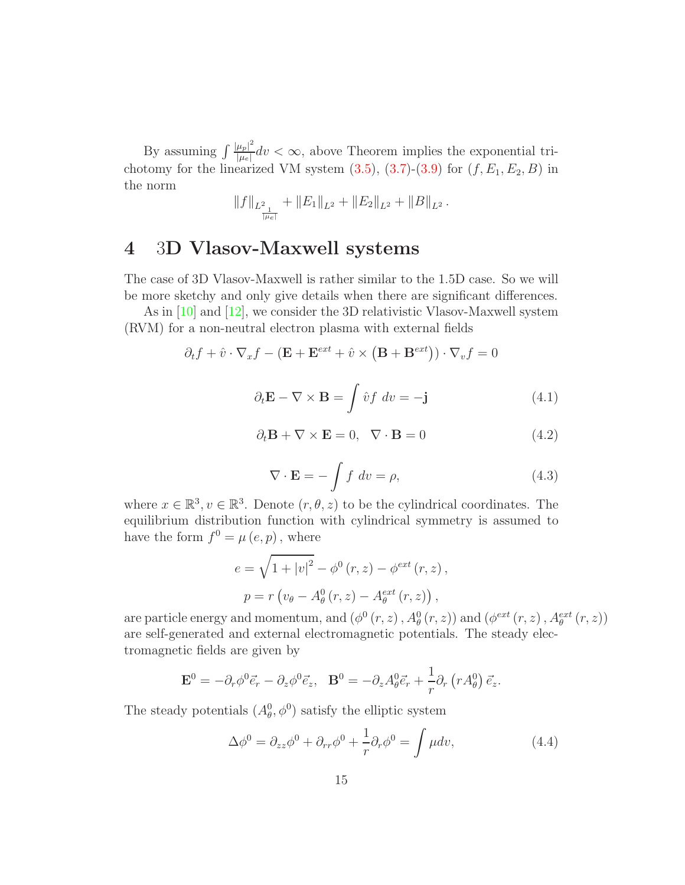By assuming $\int \frac{|\mu_p|^2}{|\mu_e|} dv < \infty$, above Theorem implies the exponential trichotomy for the linearized VM system (3.5), (3.7)-(3.9) for $(f, E_1, E_2, B)$ in the norm

$$\|f\|_{L^2_{\frac{1}{|\mu_e|}}} + \|E_1\|_{L^2} + \|E_2\|_{L^2} + \|B\|_{L^2}.$$

# 4 3D Vlasov-Maxwell systems

The case of 3D Vlasov-Maxwell is rather similar to the 1.5D case. So we will be more sketchy and only give details when there are significant differences.

As in [10] and [12], we consider the 3D relativistic Vlasov-Maxwell system (RVM) for a non-neutral electron plasma with external fields

$$\partial_t f + \hat{v} \cdot \nabla_x f - \left(\mathbf{E} + \mathbf{E}^{ext} + \hat{v} \times \left(\mathbf{B} + \mathbf{B}^{ext}\right)\right) \cdot \nabla_v f = 0$$

$$\partial_t \mathbf{E} - \nabla \times \mathbf{B} = \int \hat{v} f \, dv = -\mathbf{j} \tag{4.1}$$

$$\partial_t \mathbf{B} + \nabla \times \mathbf{E} = 0, \quad \nabla \cdot \mathbf{B} = 0 \tag{4.2}$$

$$\nabla \cdot \mathbf{E} = -\int f \, dv = \rho, \tag{4.3}$$

where $x \in \mathbb{R}^3, v \in \mathbb{R}^3$. Denote $(r, \theta, z)$ to be the cylindrical coordinates. The equilibrium distribution function with cylindrical symmetry is assumed to have the form $f^0 = \mu(e, p)$, where

$$e = \sqrt{1 + |v|^2} - \phi^0(r, z) - \phi^{ext}(r, z),$$

$$p = r\left(v_\theta - A_\theta^0(r, z) - A_\theta^{ext}(r, z)\right),$$

are particle energy and momentum, and $\left(\phi^0(r, z), A_\theta^0(r, z)\right)$ and $\left(\phi^{ext}(r, z), A_\theta^{ext}(r, z)\right)$ are self-generated and external electromagnetic potentials. The steady electromagnetic fields are given by

$$\mathbf{E}^0 = -\partial_r \phi^0 \vec{e}_r - \partial_z \phi^0 \vec{e}_z, \quad \mathbf{B}^0 = -\partial_z A_\theta^0 \vec{e}_r + \frac{1}{r}\partial_r\left(r A_\theta^0\right)\vec{e}_z.$$

The steady potentials $(A_\theta^0, \phi^0)$ satisfy the elliptic system

$$\Delta \phi^0 = \partial_{zz}\phi^0 + \partial_{rr}\phi^0 + \frac{1}{r}\partial_r \phi^0 = \int \mu dv, \tag{4.4}$$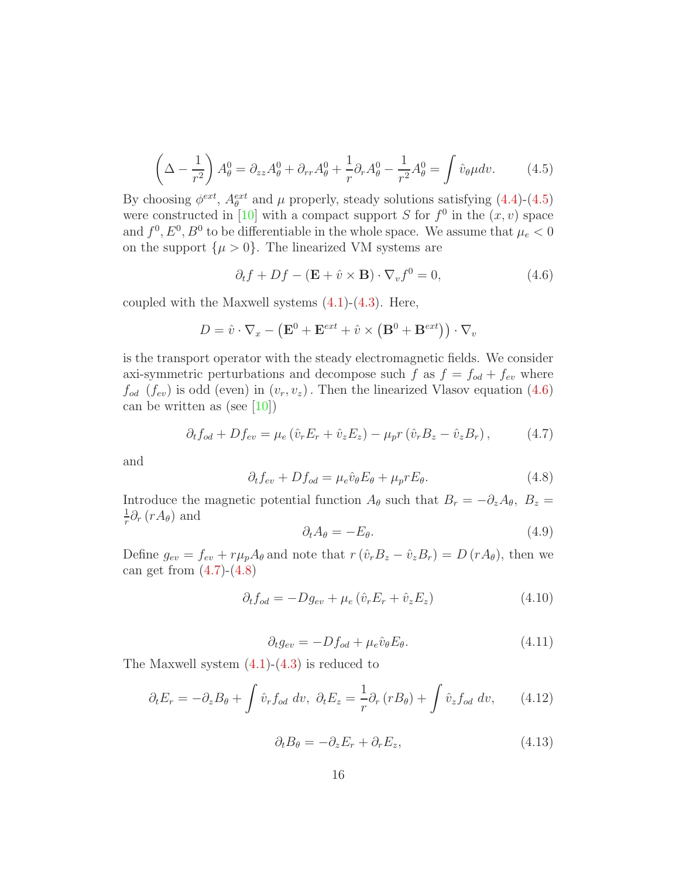$$\left(\Delta - \frac{1}{r^2}\right) A_\theta^0 = \partial_{zz} A_\theta^0 + \partial_{rr} A_\theta^0 + \frac{1}{r}\partial_r A_\theta^0 - \frac{1}{r^2} A_\theta^0 = \int \hat{v}_\theta \mu dv. \tag{4.5}$$

By choosing $\phi^{ext}$, $A_\theta^{ext}$ and $\mu$ properly, steady solutions satisfying (4.4)-(4.5) were constructed in [10] with a compact support $S$ for $f^0$ in the $(x, v)$ space and $f^0, E^0, B^0$ to be differentiable in the whole space. We assume that $\mu_e < 0$ on the support $\{\mu > 0\}$. The linearized VM systems are

$$\partial_t f + Df - (\mathbf{E} + \hat{v} \times \mathbf{B}) \cdot \nabla_v f^0 = 0, \tag{4.6}$$

coupled with the Maxwell systems (4.1)-(4.3). Here,

$$D = \hat{v} \cdot \nabla_x - \left(\mathbf{E}^0 + \mathbf{E}^{ext} + \hat{v} \times \left(\mathbf{B}^0 + \mathbf{B}^{ext}\right)\right) \cdot \nabla_v$$

is the transport operator with the steady electromagnetic fields. We consider axi-symmetric perturbations and decompose such $f$ as $f = f_{od} + f_{ev}$ where $f_{od}$ $(f_{ev})$ is odd (even) in $(v_r, v_z)$. Then the linearized Vlasov equation (4.6) can be written as (see [10])

$$\partial_t f_{od} + D f_{ev} = \mu_e \left(\hat{v}_r E_r + \hat{v}_z E_z\right) - \mu_p r \left(\hat{v}_r B_z - \hat{v}_z B_r\right), \tag{4.7}$$

and

$$\partial_t f_{ev} + D f_{od} = \mu_e \hat{v}_\theta E_\theta + \mu_p r E_\theta. \tag{4.8}$$

Introduce the magnetic potential function $A_\theta$ such that $B_r = -\partial_z A_\theta$, $B_z = \frac{1}{r}\partial_r (r A_\theta)$ and

$$\partial_t A_\theta = -E_\theta. \tag{4.9}$$

Define $g_{ev} = f_{ev} + r\mu_p A_\theta$ and note that $r\left(\hat{v}_r B_z - \hat{v}_z B_r\right) = D\left(r A_\theta\right)$, then we can get from (4.7)-(4.8)

$$\partial_t f_{od} = -D g_{ev} + \mu_e \left(\hat{v}_r E_r + \hat{v}_z E_z\right) \tag{4.10}$$

$$\partial_t g_{ev} = -D f_{od} + \mu_e \hat{v}_\theta E_\theta. \tag{4.11}$$

The Maxwell system (4.1)-(4.3) is reduced to

$$\partial_t E_r = -\partial_z B_\theta + \int \hat{v}_r f_{od} \, dv, \ \partial_t E_z = \frac{1}{r}\partial_r \left(r B_\theta\right) + \int \hat{v}_z f_{od} \, dv, \tag{4.12}$$

$$\partial_t B_\theta = -\partial_z E_r + \partial_r E_z, \tag{4.13}$$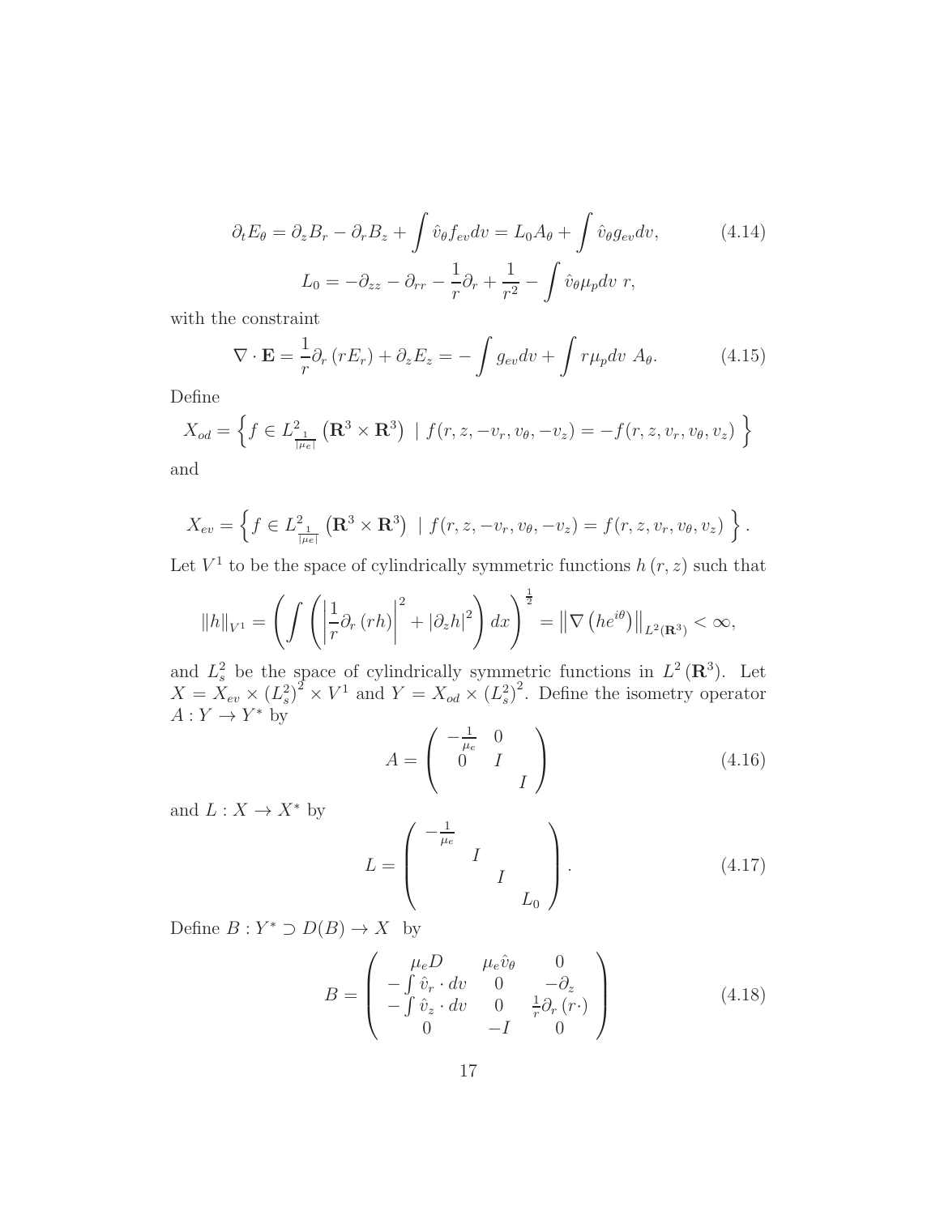$$
\partial_t E_\theta = \partial_z B_r - \partial_r B_z + \int \hat{v}_\theta f_{ev} dv = L_0 A_\theta + \int \hat{v}_\theta g_{ev} dv, \tag{4.14}
$$

$$
L_0 = -\partial_{zz} - \partial_{rr} - \frac{1}{r}\partial_r + \frac{1}{r^2} - \int \hat{v}_\theta \mu_p dv \ r,
$$

with the constraint

$$
\nabla \cdot \mathbf{E} = \frac{1}{r}\partial_r (rE_r) + \partial_z E_z = -\int g_{ev} dv + \int r\mu_p dv \ A_\theta. \tag{4.15}
$$

Define

$$
X_{od} = \left\{ f \in L^2_{\frac{1}{|\mu_e|}} \left(\mathbf{R}^3 \times \mathbf{R}^3\right) \ | \ f(r, z, -v_r, v_\theta, -v_z) = -f(r, z, v_r, v_\theta, v_z) \right\}
$$

and

$$
X_{ev} = \left\{ f \in L^2_{\frac{1}{|\mu_e|}} \left(\mathbf{R}^3 \times \mathbf{R}^3\right) \ | \ f(r, z, -v_r, v_\theta, -v_z) = f(r, z, v_r, v_\theta, v_z) \right\}.
$$

Let $V^1$ to be the space of cylindrically symmetric functions $h(r, z)$ such that

$$
\|h\|_{V^1} = \left( \int \left( \left| \frac{1}{r}\partial_r (rh) \right|^2 + |\partial_z h|^2 \right) dx \right)^{\frac{1}{2}} = \left\| \nabla \left( h e^{i\theta} \right) \right\|_{L^2(\mathbf{R}^3)} < \infty,
$$

and $L^2_s$ be the space of cylindrically symmetric functions in $L^2(\mathbf{R}^3)$. Let $X = X_{ev} \times (L^2_s)^2 \times V^1$ and $Y = X_{od} \times (L^2_s)^2$. Define the isometry operator $A : Y \to Y^*$ by

$$
A = \begin{pmatrix} -\frac{1}{\mu_e} & 0 & \\ 0 & I & \\ & & I \end{pmatrix} \tag{4.16}
$$

and $L : X \to X^*$ by

$$
L = \begin{pmatrix} -\frac{1}{\mu_e} & & & \\ & I & & \\ & & I & \\ & & & L_0 \end{pmatrix}. \tag{4.17}
$$

Define $B : Y^* \supset D(B) \to X$ by

$$
B = \begin{pmatrix} \mu_e D & \mu_e \hat{v}_\theta & 0 \\ -\int \hat{v}_r \cdot dv & 0 & -\partial_z \\ -\int \hat{v}_z \cdot dv & 0 & \frac{1}{r}\partial_r (r\cdot) \\ 0 & -I & 0 \end{pmatrix} \tag{4.18}
$$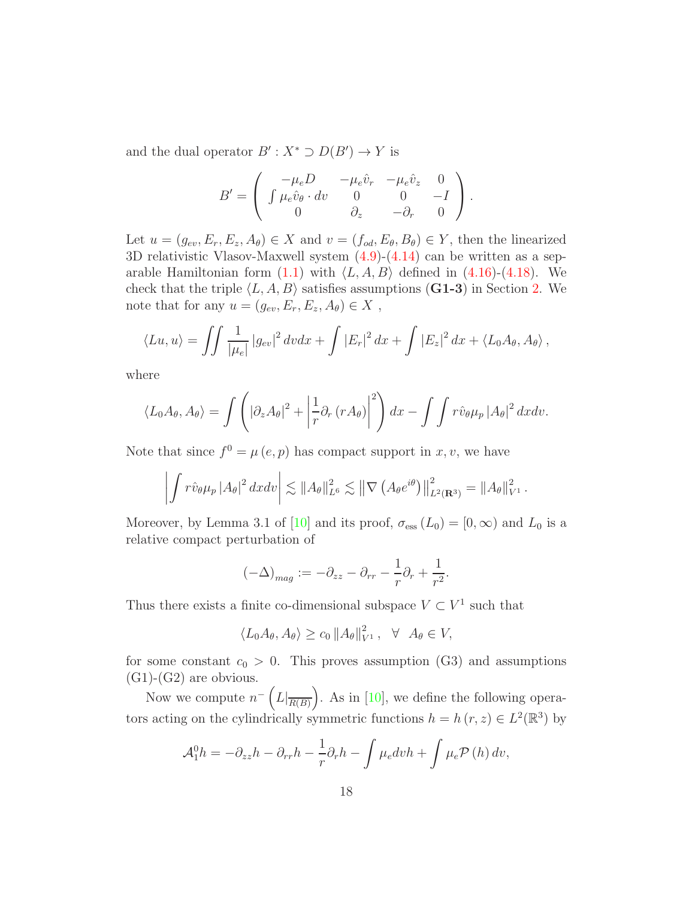and the dual operator $B' : X^* \supset D(B') \to Y$ is

$$
B' = \begin{pmatrix} -\mu_e D & -\mu_e \hat{v}_r & -\mu_e \hat{v}_z & 0 \\ \int \mu_e \hat{v}_\theta \cdot dv & 0 & 0 & -I \\ 0 & \partial_z & -\partial_r & 0 \end{pmatrix}.
$$

Let $u = (g_{ev}, E_r, E_z, A_\theta) \in X$ and $v = (f_{od}, E_\theta, B_\theta) \in Y$, then the linearized 3D relativistic Vlasov-Maxwell system (4.9)-(4.14) can be written as a separable Hamiltonian form (1.1) with $\langle L, A, B \rangle$ defined in (4.16)-(4.18). We check that the triple $\langle L, A, B \rangle$ satisfies assumptions (**G1-3**) in Section 2. We note that for any $u = (g_{ev}, E_r, E_z, A_\theta) \in X$ ,

$$
\langle Lu, u \rangle = \iint \frac{1}{|\mu_e|} |g_{ev}|^2 \, dv dx + \int |E_r|^2 \, dx + \int |E_z|^2 \, dx + \langle L_0 A_\theta, A_\theta \rangle ,
$$

where

$$
\langle L_0 A_\theta, A_\theta \rangle = \int \left( |\partial_z A_\theta|^2 + \left| \frac{1}{r} \partial_r (r A_\theta) \right|^2 \right) dx - \int \int r \hat{v}_\theta \mu_p |A_\theta|^2 \, dx dv.
$$

Note that since $f^0 = \mu(e, p)$ has compact support in $x, v$, we have

$$
\left| \int r \hat{v}_\theta \mu_p |A_\theta|^2 \, dx dv \right| \lesssim \|A_\theta\|_{L^6}^2 \lesssim \left\| \nabla \left( A_\theta e^{i\theta} \right) \right\|_{L^2(\mathbf{R}^3)}^2 = \|A_\theta\|_{V^1}^2 .
$$

Moreover, by Lemma 3.1 of [10] and its proof, $\sigma_{\text{ess}}(L_0) = [0, \infty)$ and $L_0$ is a relative compact perturbation of

$$
(-\Delta)_{mag} := -\partial_{zz} - \partial_{rr} - \frac{1}{r} \partial_r + \frac{1}{r^2}.
$$

Thus there exists a finite co-dimensional subspace $V \subset V^1$ such that

$$
\langle L_0 A_\theta, A_\theta \rangle \geq c_0 \|A_\theta\|_{V^1}^2 , \quad \forall \;\; A_\theta \in V,
$$

for some constant $c_0 > 0$. This proves assumption (G3) and assumptions (G1)-(G2) are obvious.

Now we compute $n^-\left( L|_{\overline{R(B)}} \right)$. As in [10], we define the following operators acting on the cylindrically symmetric functions $h = h(r, z) \in L^2(\mathbb{R}^3)$ by

$$
\mathcal{A}_1^0 h = -\partial_{zz} h - \partial_{rr} h - \frac{1}{r} \partial_r h - \int \mu_e dv h + \int \mu_e \mathcal{P}(h) \, dv,
$$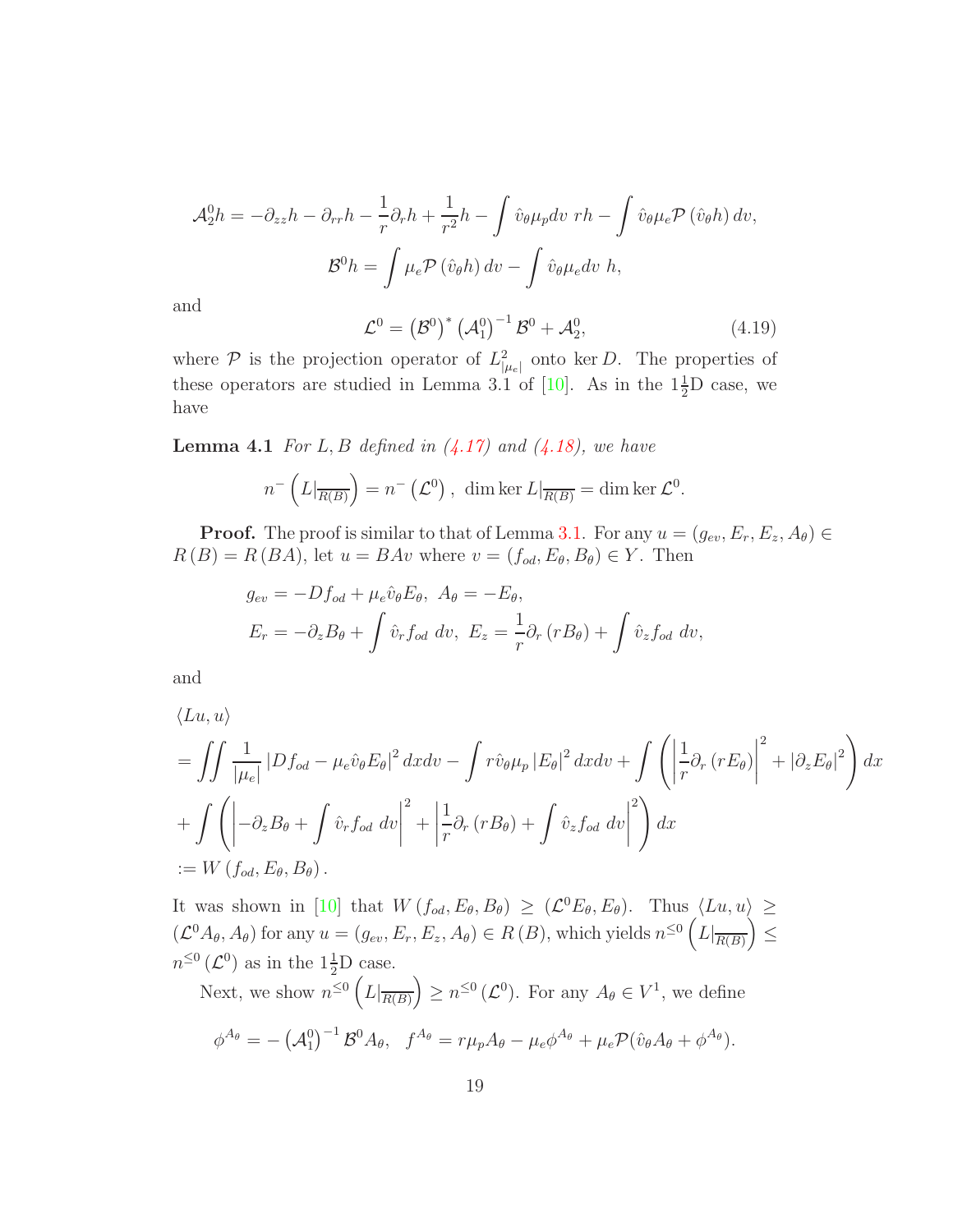$$\mathcal{A}_2^0 h = -\partial_{zz} h - \partial_{rr} h - \frac{1}{r}\partial_r h + \frac{1}{r^2} h - \int \hat{v}_\theta \mu_p dv\ rh - \int \hat{v}_\theta \mu_e \mathcal{P}\left(\hat{v}_\theta h\right) dv,$$

$$\mathcal{B}^0 h = \int \mu_e \mathcal{P}\left(\hat{v}_\theta h\right) dv - \int \hat{v}_\theta \mu_e dv\ h,$$

and

$$\mathcal{L}^0 = \left(\mathcal{B}^0\right)^* \left(\mathcal{A}_1^0\right)^{-1} \mathcal{B}^0 + \mathcal{A}_2^0, \tag{4.19}$$

where $\mathcal{P}$ is the projection operator of $L^2_{|\mu_e|}$ onto $\ker D$. The properties of these operators are studied in Lemma 3.1 of [10]. As in the $1\frac{1}{2}$D case, we have

**Lemma 4.1** *For $L, B$ defined in (4.17) and (4.18), we have*

$$n^-\left(L|_{\overline{R(B)}}\right) = n^-\left(\mathcal{L}^0\right),\ \dim\ker L|_{\overline{R(B)}} = \dim\ker \mathcal{L}^0.$$

**Proof.** The proof is similar to that of Lemma 3.1. For any $u = (g_{ev}, E_r, E_z, A_\theta) \in R(B) = R(BA)$, let $u = BAv$ where $v = (f_{od}, E_\theta, B_\theta) \in Y$. Then

$$g_{ev} = -Df_{od} + \mu_e \hat{v}_\theta E_\theta,\ A_\theta = -E_\theta,$$

$$E_r = -\partial_z B_\theta + \int \hat{v}_r f_{od}\ dv,\ E_z = \frac{1}{r}\partial_r\left(rB_\theta\right) + \int \hat{v}_z f_{od}\ dv,$$

and

$$\begin{aligned}
&\langle Lu, u\rangle \\
&= \iint \frac{1}{|\mu_e|}\left|Df_{od} - \mu_e \hat{v}_\theta E_\theta\right|^2 dxdv - \int r\hat{v}_\theta \mu_p \left|E_\theta\right|^2 dxdv + \int \left(\left|\frac{1}{r}\partial_r\left(rE_\theta\right)\right|^2 + \left|\partial_z E_\theta\right|^2\right) dx \\
&+ \int \left(\left|-\partial_z B_\theta + \int \hat{v}_r f_{od}\ dv\right|^2 + \left|\frac{1}{r}\partial_r\left(rB_\theta\right) + \int \hat{v}_z f_{od}\ dv\right|^2\right) dx \\
&:= W\left(f_{od}, E_\theta, B_\theta\right).
\end{aligned}$$

It was shown in [10] that $W\left(f_{od}, E_\theta, B_\theta\right) \geq \left(\mathcal{L}^0 E_\theta, E_\theta\right)$. Thus $\langle Lu, u\rangle \geq \left(\mathcal{L}^0 A_\theta, A_\theta\right)$ for any $u = (g_{ev}, E_r, E_z, A_\theta) \in R(B)$, which yields $n^{\leq 0}\left(L|_{\overline{R(B)}}\right) \leq n^{\leq 0}\left(\mathcal{L}^0\right)$ as in the $1\frac{1}{2}$D case.

Next, we show $n^{\leq 0}\left(L|_{\overline{R(B)}}\right) \geq n^{\leq 0}\left(\mathcal{L}^0\right)$. For any $A_\theta \in V^1$, we define

$$\phi^{A_\theta} = -\left(\mathcal{A}_1^0\right)^{-1} \mathcal{B}^0 A_\theta,\quad f^{A_\theta} = r\mu_p A_\theta - \mu_e \phi^{A_\theta} + \mu_e \mathcal{P}(\hat{v}_\theta A_\theta + \phi^{A_\theta}).$$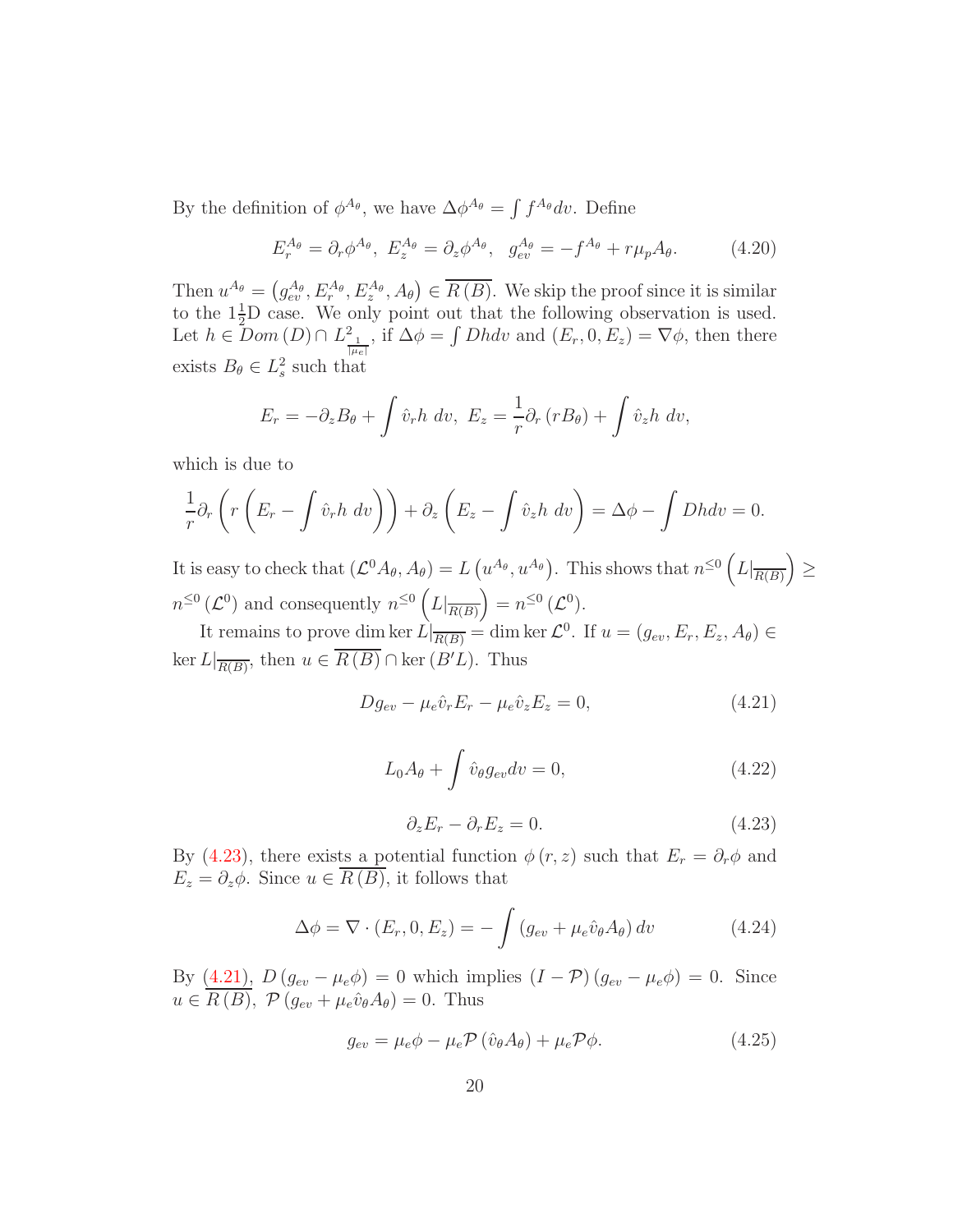By the definition of $\phi^{A_\theta}$, we have $\Delta\phi^{A_\theta} = \int f^{A_\theta} dv$. Define

$$E_r^{A_\theta} = \partial_r \phi^{A_\theta},\ E_z^{A_\theta} = \partial_z \phi^{A_\theta},\ \ g_{ev}^{A_\theta} = -f^{A_\theta} + r\mu_p A_\theta. \tag{4.20}$$

Then $u^{A_\theta} = \left(g_{ev}^{A_\theta}, E_r^{A_\theta}, E_z^{A_\theta}, A_\theta\right) \in \overline{R\left(B\right)}$. We skip the proof since it is similar to the $1\frac{1}{2}$D case. We only point out that the following observation is used. Let $h \in Dom\left(D\right) \cap L^2_{\frac{1}{|\mu_e|}}$, if $\Delta\phi = \int Dh dv$ and $(E_r, 0, E_z) = \nabla\phi$, then there exists $B_\theta \in L^2_s$ such that

$$E_r = -\partial_z B_\theta + \int \hat{v}_r h\ dv,\ E_z = \frac{1}{r}\partial_r\left(rB_\theta\right) + \int \hat{v}_z h\ dv,$$

which is due to

$$\frac{1}{r}\partial_r\left(r\left(E_r - \int \hat{v}_r h\ dv\right)\right) + \partial_z\left(E_z - \int \hat{v}_z h\ dv\right) = \Delta\phi - \int Dh dv = 0.$$

It is easy to check that $\left(\mathcal{L}^0 A_\theta, A_\theta\right) = L\left(u^{A_\theta}, u^{A_\theta}\right)$. This shows that $n^{\leq 0}\left(L|_{\overline{R(B)}}\right) \geq n^{\leq 0}\left(\mathcal{L}^0\right)$ and consequently $n^{\leq 0}\left(L|_{\overline{R(B)}}\right) = n^{\leq 0}\left(\mathcal{L}^0\right)$.

It remains to prove $\dim\ker L|_{\overline{R(B)}} = \dim\ker\mathcal{L}^0$. If $u = (g_{ev}, E_r, E_z, A_\theta) \in \ker L|_{\overline{R(B)}}$, then $u \in \overline{R\left(B\right)} \cap \ker\left(B'L\right)$. Thus

$$Dg_{ev} - \mu_e\hat{v}_r E_r - \mu_e\hat{v}_z E_z = 0, \tag{4.21}$$

$$L_0 A_\theta + \int \hat{v}_\theta g_{ev} dv = 0, \tag{4.22}$$

$$\partial_z E_r - \partial_r E_z = 0. \tag{4.23}$$

By (4.23), there exists a potential function $\phi\left(r, z\right)$ such that $E_r = \partial_r\phi$ and $E_z = \partial_z\phi$. Since $u \in \overline{R\left(B\right)}$, it follows that

$$\Delta\phi = \nabla\cdot\left(E_r, 0, E_z\right) = -\int\left(g_{ev} + \mu_e\hat{v}_\theta A_\theta\right) dv \tag{4.24}$$

By (4.21), $D\left(g_{ev} - \mu_e\phi\right) = 0$ which implies $\left(I - \mathcal{P}\right)\left(g_{ev} - \mu_e\phi\right) = 0$. Since $u \in \overline{R\left(B\right)}$, $\mathcal{P}\left(g_{ev} + \mu_e\hat{v}_\theta A_\theta\right) = 0$. Thus

$$g_{ev} = \mu_e\phi - \mu_e\mathcal{P}\left(\hat{v}_\theta A_\theta\right) + \mu_e\mathcal{P}\phi. \tag{4.25}$$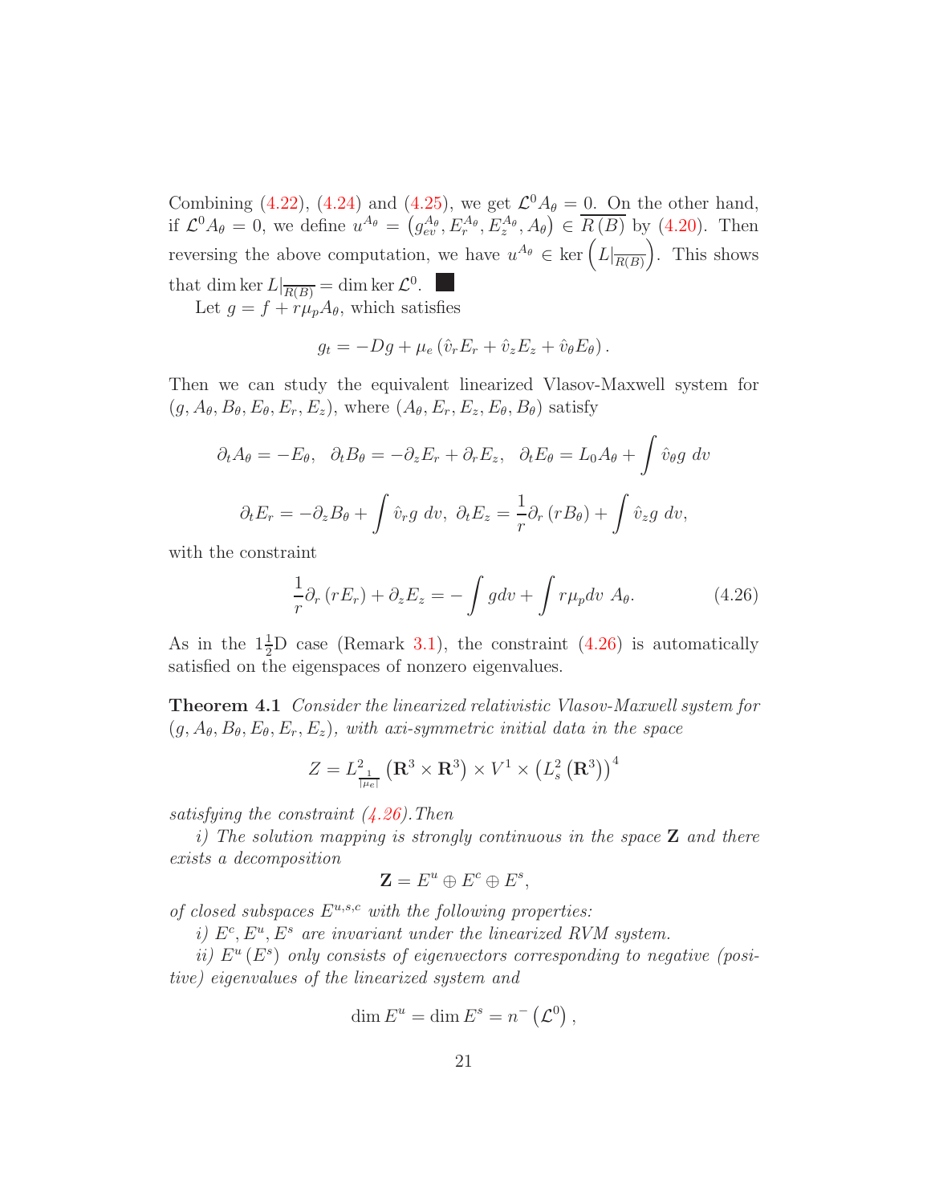Combining (4.22), (4.24) and (4.25), we get $\mathcal{L}^0 A_\theta = 0$. On the other hand, if $\mathcal{L}^0 A_\theta = 0$, we define $u^{A_\theta} = \left(g_{ev}^{A_\theta}, E_r^{A_\theta}, E_z^{A_\theta}, A_\theta\right) \in \overline{R(B)}$ by (4.20). Then reversing the above computation, we have $u^{A_\theta} \in \ker\left(L|_{\overline{R(B)}}\right)$. This shows that $\dim \ker L|_{\overline{R(B)}} = \dim \ker \mathcal{L}^0$. ∎

Let $g = f + r\mu_p A_\theta$, which satisfies

$$g_t = -Dg + \mu_e \left(\hat{v}_r E_r + \hat{v}_z E_z + \hat{v}_\theta E_\theta\right).$$

Then we can study the equivalent linearized Vlasov-Maxwell system for $(g, A_\theta, B_\theta, E_\theta, E_r, E_z)$, where $(A_\theta, E_r, E_z, E_\theta, B_\theta)$ satisfy

$$\partial_t A_\theta = -E_\theta, \quad \partial_t B_\theta = -\partial_z E_r + \partial_r E_z, \quad \partial_t E_\theta = L_0 A_\theta + \int \hat{v}_\theta g \; dv$$

$$\partial_t E_r = -\partial_z B_\theta + \int \hat{v}_r g \; dv, \; \partial_t E_z = \frac{1}{r}\partial_r \left(rB_\theta\right) + \int \hat{v}_z g \; dv,$$

with the constraint

$$\frac{1}{r}\partial_r \left(rE_r\right) + \partial_z E_z = -\int g dv + \int r\mu_p dv \; A_\theta. \tag{4.26}$$

As in the $1\frac{1}{2}$D case (Remark 3.1), the constraint (4.26) is automatically satisfied on the eigenspaces of nonzero eigenvalues.

**Theorem 4.1** *Consider the linearized relativistic Vlasov-Maxwell system for $(g, A_\theta, B_\theta, E_\theta, E_r, E_z)$, with axi-symmetric initial data in the space*

$$Z = L^2_{\frac{1}{|\mu_e|}}\left(\mathbf{R}^3 \times \mathbf{R}^3\right) \times V^1 \times \left(L^2_s\left(\mathbf{R}^3\right)\right)^4$$

*satisfying the constraint (4.26). Then*

*i) The solution mapping is strongly continuous in the space $\mathbf{Z}$ and there exists a decomposition*

$$\mathbf{Z} = E^u \oplus E^c \oplus E^s,$$

*of closed subspaces $E^{u,s,c}$ with the following properties:*

*i) $E^c, E^u, E^s$ are invariant under the linearized RVM system.*

*ii) $E^u\,(E^s)$ only consists of eigenvectors corresponding to negative (positive) eigenvalues of the linearized system and*

$$\dim E^u = \dim E^s = n^-\left(\mathcal{L}^0\right),$$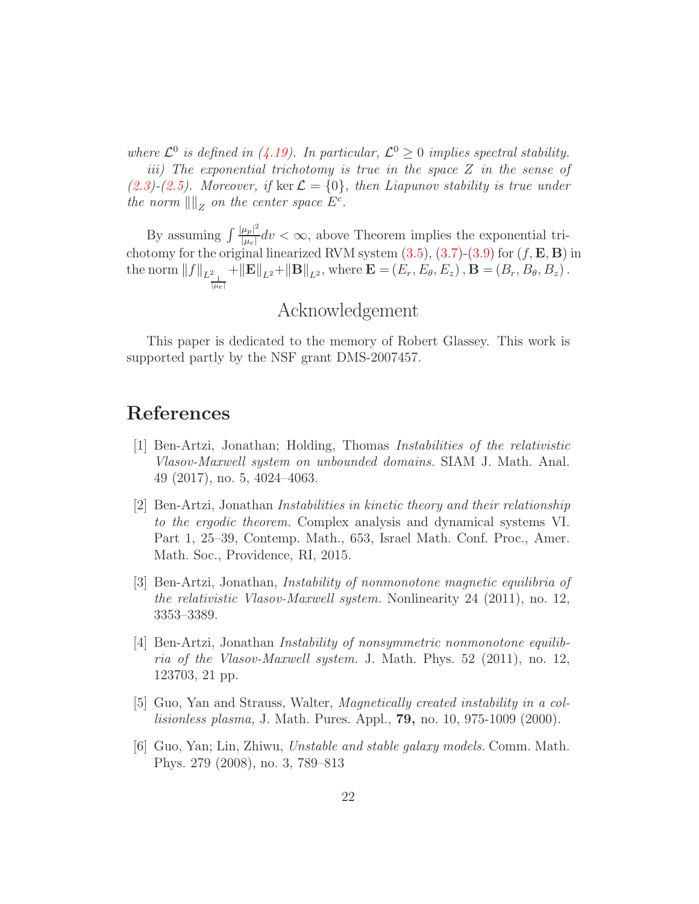*where $\mathcal{L}^0$ is defined in (4.19). In particular, $\mathcal{L}^0 \geq 0$ implies spectral stability.*

*iii) The exponential trichotomy is true in the space $Z$ in the sense of (2.3)-(2.5). Moreover, if $\ker \mathcal{L} = \{0\}$, then Liapunov stability is true under the norm $\|\|_Z$ on the center space $E^c$.*

By assuming $\int \frac{|\mu_p|^2}{|\mu_e|} dv < \infty$, above Theorem implies the exponential trichotomy for the original linearized RVM system (3.5), (3.7)-(3.9) for $(f, \mathbf{E}, \mathbf{B})$ in the norm $\|f\|_{L^2_{\frac{1}{|\mu_e|}}} + \|\mathbf{E}\|_{L^2} + \|\mathbf{B}\|_{L^2}$, where $\mathbf{E} = (E_r, E_\theta, E_z)$, $\mathbf{B} = (B_r, B_\theta, B_z)$.

## Acknowledgement

This paper is dedicated to the memory of Robert Glassey. This work is supported partly by the NSF grant DMS-2007457.

# References

[1] Ben-Artzi, Jonathan; Holding, Thomas *Instabilities of the relativistic Vlasov-Maxwell system on unbounded domains.* SIAM J. Math. Anal. 49 (2017), no. 5, 4024–4063.

[2] Ben-Artzi, Jonathan *Instabilities in kinetic theory and their relationship to the ergodic theorem.* Complex analysis and dynamical systems VI. Part 1, 25–39, Contemp. Math., 653, Israel Math. Conf. Proc., Amer. Math. Soc., Providence, RI, 2015.

[3] Ben-Artzi, Jonathan, *Instability of nonmonotone magnetic equilibria of the relativistic Vlasov-Maxwell system.* Nonlinearity 24 (2011), no. 12, 3353–3389.

[4] Ben-Artzi, Jonathan *Instability of nonsymmetric nonmonotone equilibria of the Vlasov-Maxwell system.* J. Math. Phys. 52 (2011), no. 12, 123703, 21 pp.

[5] Guo, Yan and Strauss, Walter, *Magnetically created instability in a collisionless plasma,* J. Math. Pures. Appl., **79,** no. 10, 975-1009 (2000).

[6] Guo, Yan; Lin, Zhiwu, *Unstable and stable galaxy models.* Comm. Math. Phys. 279 (2008), no. 3, 789–813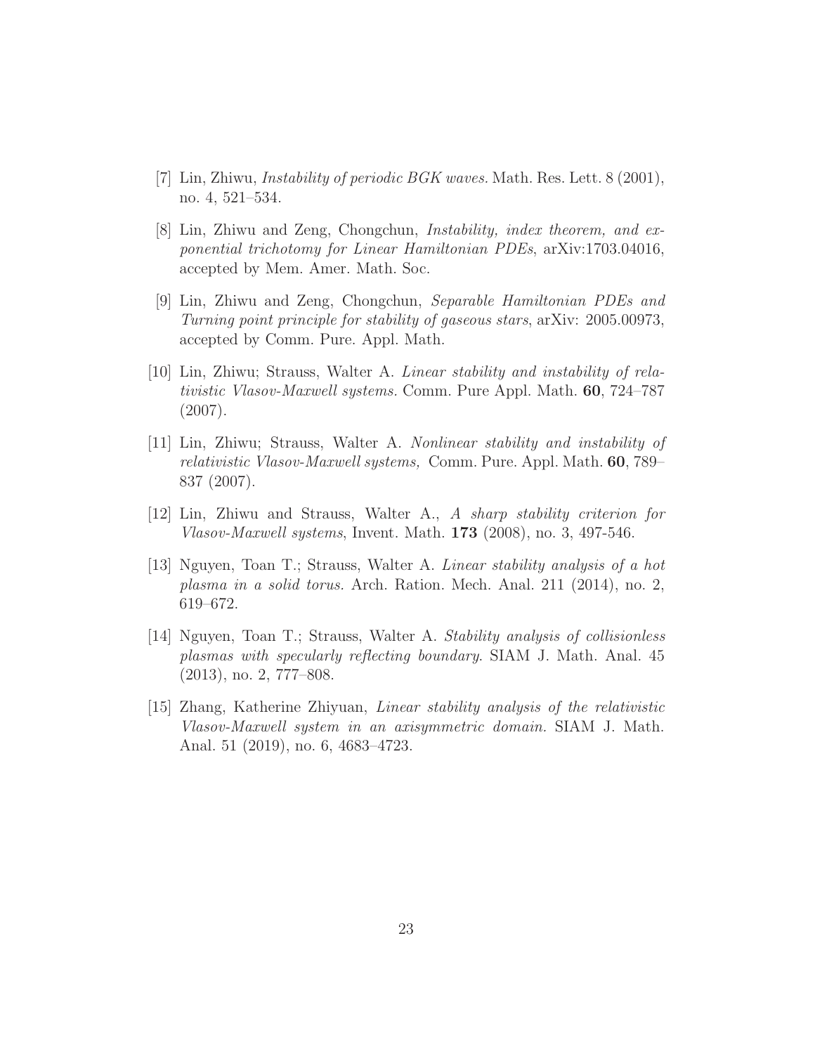[7] Lin, Zhiwu, *Instability of periodic BGK waves.* Math. Res. Lett. 8 (2001), no. 4, 521–534.

[8] Lin, Zhiwu and Zeng, Chongchun, *Instability, index theorem, and exponential trichotomy for Linear Hamiltonian PDEs*, arXiv:1703.04016, accepted by Mem. Amer. Math. Soc.

[9] Lin, Zhiwu and Zeng, Chongchun, *Separable Hamiltonian PDEs and Turning point principle for stability of gaseous stars*, arXiv: 2005.00973, accepted by Comm. Pure. Appl. Math.

[10] Lin, Zhiwu; Strauss, Walter A. *Linear stability and instability of relativistic Vlasov-Maxwell systems.* Comm. Pure Appl. Math. **60**, 724–787 (2007).

[11] Lin, Zhiwu; Strauss, Walter A. *Nonlinear stability and instability of relativistic Vlasov-Maxwell systems,* Comm. Pure. Appl. Math. **60**, 789–837 (2007).

[12] Lin, Zhiwu and Strauss, Walter A., *A sharp stability criterion for Vlasov-Maxwell systems*, Invent. Math. **173** (2008), no. 3, 497-546.

[13] Nguyen, Toan T.; Strauss, Walter A. *Linear stability analysis of a hot plasma in a solid torus.* Arch. Ration. Mech. Anal. 211 (2014), no. 2, 619–672.

[14] Nguyen, Toan T.; Strauss, Walter A. *Stability analysis of collisionless plasmas with specularly reflecting boundary*. SIAM J. Math. Anal. 45 (2013), no. 2, 777–808.

[15] Zhang, Katherine Zhiyuan, *Linear stability analysis of the relativistic Vlasov-Maxwell system in an axisymmetric domain.* SIAM J. Math. Anal. 51 (2019), no. 6, 4683–4723.